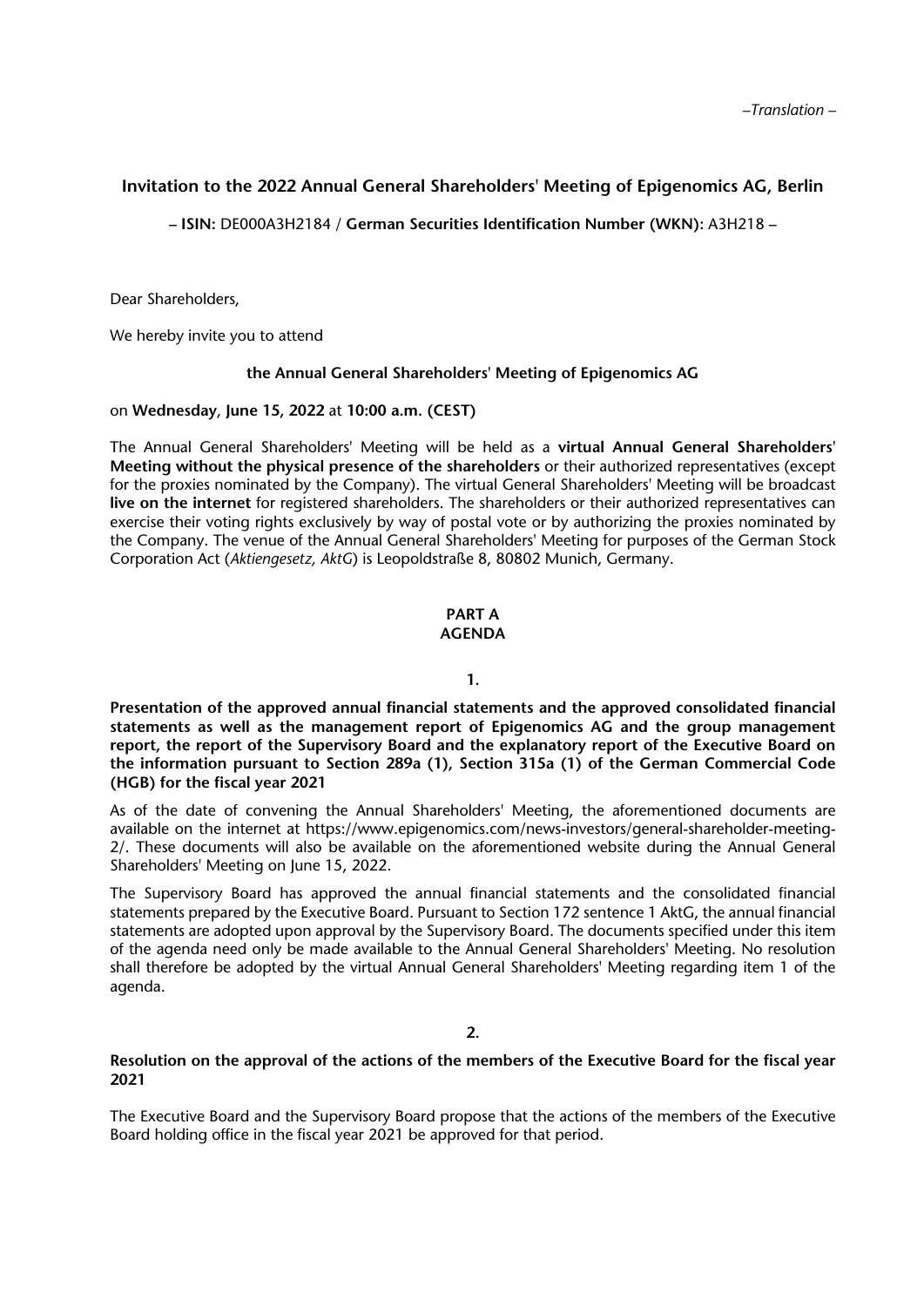*–Translation –*

# Invitation to the 2022 Annual General Shareholders' Meeting of Epigenomics AG, Berlin

– **ISIN:** DE000A3H2184 / **German Securities Identification Number (WKN):** A3H218 –

Dear Shareholders,

We hereby invite you to attend

**the Annual General Shareholders' Meeting of Epigenomics AG**

on **Wednesday, June 15, 2022** at **10:00 a.m. (CEST)**

The Annual General Shareholders' Meeting will be held as a **virtual Annual General Shareholders' Meeting without the physical presence of the shareholders** or their authorized representatives (except for the proxies nominated by the Company). The virtual General Shareholders' Meeting will be broadcast **live on the internet** for registered shareholders. The shareholders or their authorized representatives can exercise their voting rights exclusively by way of postal vote or by authorizing the proxies nominated by the Company. The venue of the Annual General Shareholders' Meeting for purposes of the German Stock Corporation Act (*Aktiengesetz, AktG*) is Leopoldstraße 8, 80802 Munich, Germany.

## PART A
## AGENDA

### 1.

### Presentation of the approved annual financial statements and the approved consolidated financial statements as well as the management report of Epigenomics AG and the group management report, the report of the Supervisory Board and the explanatory report of the Executive Board on the information pursuant to Section 289a (1), Section 315a (1) of the German Commercial Code (HGB) for the fiscal year 2021

As of the date of convening the Annual Shareholders' Meeting, the aforementioned documents are available on the internet at https://www.epigenomics.com/news-investors/general-shareholder-meeting-2/. These documents will also be available on the aforementioned website during the Annual General Shareholders' Meeting on June 15, 2022.

The Supervisory Board has approved the annual financial statements and the consolidated financial statements prepared by the Executive Board. Pursuant to Section 172 sentence 1 AktG, the annual financial statements are adopted upon approval by the Supervisory Board. The documents specified under this item of the agenda need only be made available to the Annual General Shareholders' Meeting. No resolution shall therefore be adopted by the virtual Annual General Shareholders' Meeting regarding item 1 of the agenda.

### 2.

### Resolution on the approval of the actions of the members of the Executive Board for the fiscal year 2021

The Executive Board and the Supervisory Board propose that the actions of the members of the Executive Board holding office in the fiscal year 2021 be approved for that period.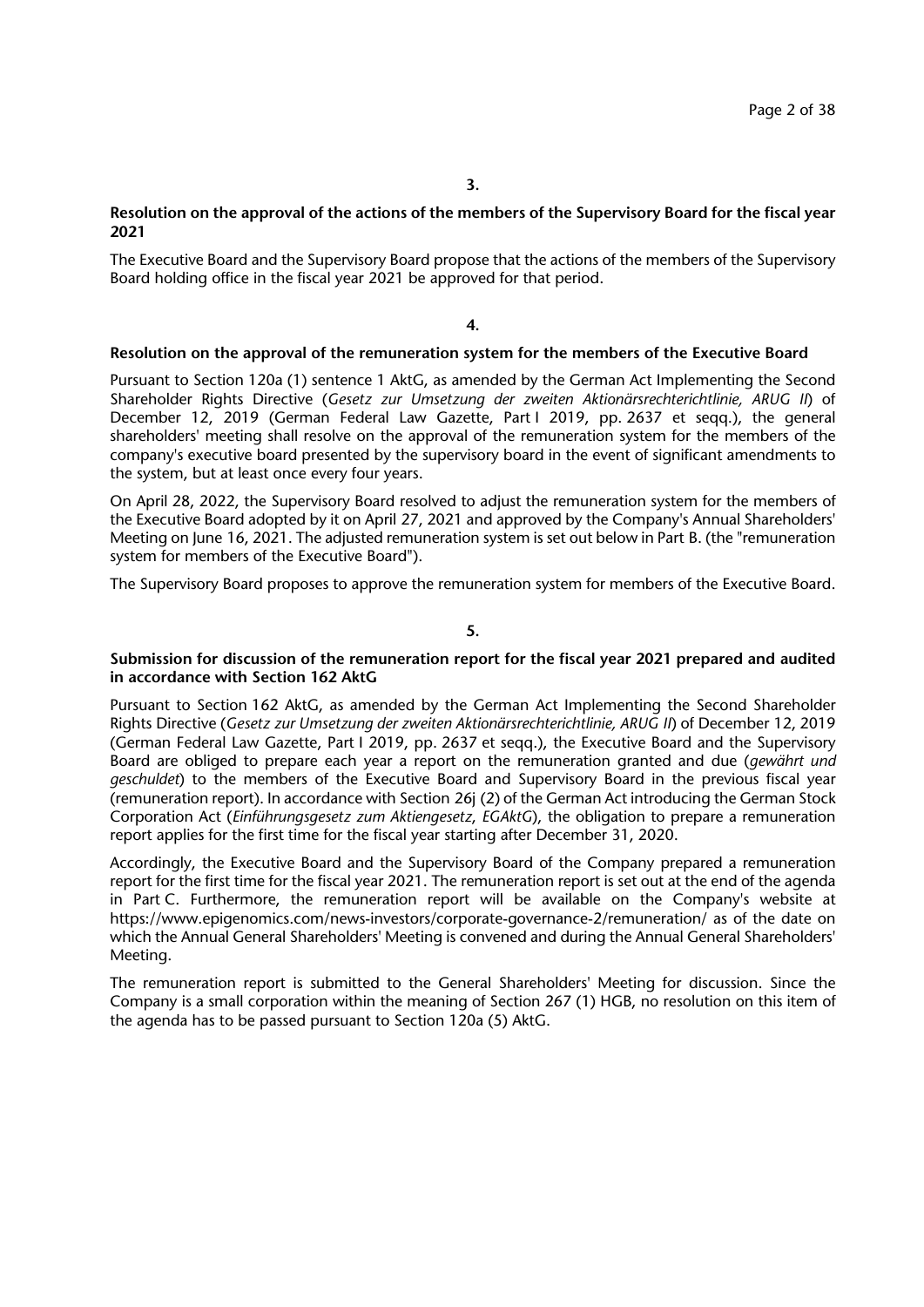**3.**

**Resolution on the approval of the actions of the members of the Supervisory Board for the fiscal year 2021**

The Executive Board and the Supervisory Board propose that the actions of the members of the Supervisory Board holding office in the fiscal year 2021 be approved for that period.

**4.**

**Resolution on the approval of the remuneration system for the members of the Executive Board**

Pursuant to Section 120a (1) sentence 1 AktG, as amended by the German Act Implementing the Second Shareholder Rights Directive (*Gesetz zur Umsetzung der zweiten Aktionärsrechterichtlinie, ARUG II*) of December 12, 2019 (German Federal Law Gazette, Part I 2019, pp. 2637 et seqq.), the general shareholders' meeting shall resolve on the approval of the remuneration system for the members of the company's executive board presented by the supervisory board in the event of significant amendments to the system, but at least once every four years.

On April 28, 2022, the Supervisory Board resolved to adjust the remuneration system for the members of the Executive Board adopted by it on April 27, 2021 and approved by the Company's Annual Shareholders' Meeting on June 16, 2021. The adjusted remuneration system is set out below in Part B. (the "remuneration system for members of the Executive Board").

The Supervisory Board proposes to approve the remuneration system for members of the Executive Board.

**5.**

**Submission for discussion of the remuneration report for the fiscal year 2021 prepared and audited in accordance with Section 162 AktG**

Pursuant to Section 162 AktG, as amended by the German Act Implementing the Second Shareholder Rights Directive (*Gesetz zur Umsetzung der zweiten Aktionärsrechterichtlinie, ARUG II*) of December 12, 2019 (German Federal Law Gazette, Part I 2019, pp. 2637 et seqq.), the Executive Board and the Supervisory Board are obliged to prepare each year a report on the remuneration granted and due (*gewährt und geschuldet*) to the members of the Executive Board and Supervisory Board in the previous fiscal year (remuneration report). In accordance with Section 26j (2) of the German Act introducing the German Stock Corporation Act (*Einführungsgesetz zum Aktiengesetz, EGAktG*), the obligation to prepare a remuneration report applies for the first time for the fiscal year starting after December 31, 2020.

Accordingly, the Executive Board and the Supervisory Board of the Company prepared a remuneration report for the first time for the fiscal year 2021. The remuneration report is set out at the end of the agenda in Part C. Furthermore, the remuneration report will be available on the Company's website at https://www.epigenomics.com/news-investors/corporate-governance-2/remuneration/ as of the date on which the Annual General Shareholders' Meeting is convened and during the Annual General Shareholders' Meeting.

The remuneration report is submitted to the General Shareholders' Meeting for discussion. Since the Company is a small corporation within the meaning of Section 267 (1) HGB, no resolution on this item of the agenda has to be passed pursuant to Section 120a (5) AktG.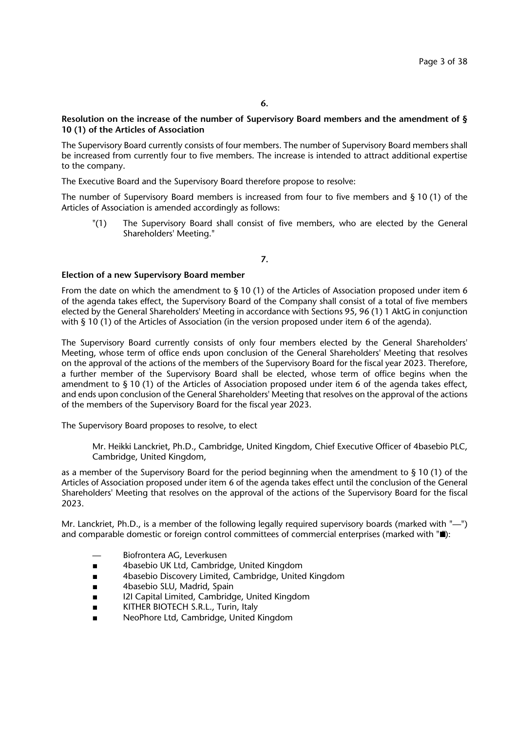## 6.

**Resolution on the increase of the number of Supervisory Board members and the amendment of § 10 (1) of the Articles of Association**

The Supervisory Board currently consists of four members. The number of Supervisory Board members shall be increased from currently four to five members. The increase is intended to attract additional expertise to the company.

The Executive Board and the Supervisory Board therefore propose to resolve:

The number of Supervisory Board members is increased from four to five members and § 10 (1) of the Articles of Association is amended accordingly as follows:

> "(1) The Supervisory Board shall consist of five members, who are elected by the General Shareholders' Meeting."

## 7.

**Election of a new Supervisory Board member**

From the date on which the amendment to § 10 (1) of the Articles of Association proposed under item 6 of the agenda takes effect, the Supervisory Board of the Company shall consist of a total of five members elected by the General Shareholders' Meeting in accordance with Sections 95, 96 (1) 1 AktG in conjunction with § 10 (1) of the Articles of Association (in the version proposed under item 6 of the agenda).

The Supervisory Board currently consists of only four members elected by the General Shareholders' Meeting, whose term of office ends upon conclusion of the General Shareholders' Meeting that resolves on the approval of the actions of the members of the Supervisory Board for the fiscal year 2023. Therefore, a further member of the Supervisory Board shall be elected, whose term of office begins when the amendment to § 10 (1) of the Articles of Association proposed under item 6 of the agenda takes effect, and ends upon conclusion of the General Shareholders' Meeting that resolves on the approval of the actions of the members of the Supervisory Board for the fiscal year 2023.

The Supervisory Board proposes to resolve, to elect

> Mr. Heikki Lanckriet, Ph.D., Cambridge, United Kingdom, Chief Executive Officer of 4basebio PLC, Cambridge, United Kingdom,

as a member of the Supervisory Board for the period beginning when the amendment to § 10 (1) of the Articles of Association proposed under item 6 of the agenda takes effect until the conclusion of the General Shareholders' Meeting that resolves on the approval of the actions of the Supervisory Board for the fiscal 2023.

Mr. Lanckriet, Ph.D., is a member of the following legally required supervisory boards (marked with "—") and comparable domestic or foreign control committees of commercial enterprises (marked with "■"):

- — Biofrontera AG, Leverkusen
- ■ 4basebio UK Ltd, Cambridge, United Kingdom
- ■ 4basebio Discovery Limited, Cambridge, United Kingdom
- ■ 4basebio SLU, Madrid, Spain
- ■ I2I Capital Limited, Cambridge, United Kingdom
- ■ KITHER BIOTECH S.R.L., Turin, Italy
- ■ NeoPhore Ltd, Cambridge, United Kingdom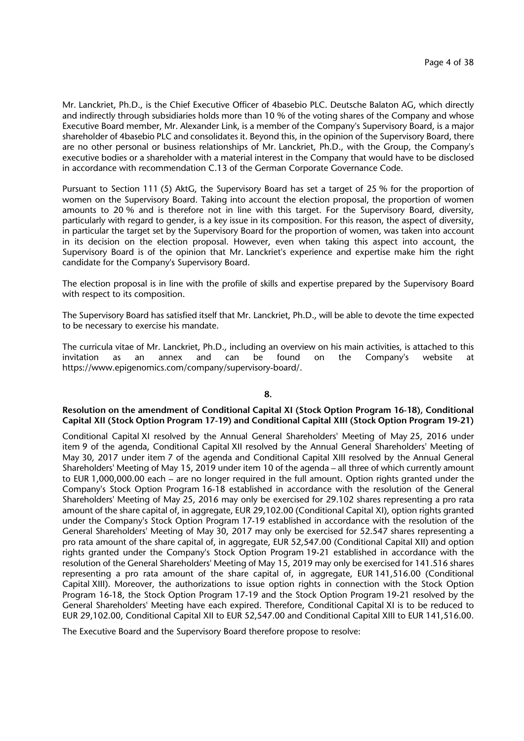Mr. Lanckriet, Ph.D., is the Chief Executive Officer of 4basebio PLC. Deutsche Balaton AG, which directly and indirectly through subsidiaries holds more than 10 % of the voting shares of the Company and whose Executive Board member, Mr. Alexander Link, is a member of the Company's Supervisory Board, is a major shareholder of 4basebio PLC and consolidates it. Beyond this, in the opinion of the Supervisory Board, there are no other personal or business relationships of Mr. Lanckriet, Ph.D., with the Group, the Company's executive bodies or a shareholder with a material interest in the Company that would have to be disclosed in accordance with recommendation C.13 of the German Corporate Governance Code.

Pursuant to Section 111 (5) AktG, the Supervisory Board has set a target of 25 % for the proportion of women on the Supervisory Board. Taking into account the election proposal, the proportion of women amounts to 20 % and is therefore not in line with this target. For the Supervisory Board, diversity, particularly with regard to gender, is a key issue in its composition. For this reason, the aspect of diversity, in particular the target set by the Supervisory Board for the proportion of women, was taken into account in its decision on the election proposal. However, even when taking this aspect into account, the Supervisory Board is of the opinion that Mr. Lanckriet's experience and expertise make him the right candidate for the Company's Supervisory Board.

The election proposal is in line with the profile of skills and expertise prepared by the Supervisory Board with respect to its composition.

The Supervisory Board has satisfied itself that Mr. Lanckriet, Ph.D., will be able to devote the time expected to be necessary to exercise his mandate.

The curricula vitae of Mr. Lanckriet, Ph.D., including an overview on his main activities, is attached to this invitation as an annex and can be found on the Company's website at https://www.epigenomics.com/company/supervisory-board/.

**8.**

**Resolution on the amendment of Conditional Capital XI (Stock Option Program 16-18), Conditional Capital XII (Stock Option Program 17-19) and Conditional Capital XIII (Stock Option Program 19-21)**

Conditional Capital XI resolved by the Annual General Shareholders' Meeting of May 25, 2016 under item 9 of the agenda, Conditional Capital XII resolved by the Annual General Shareholders' Meeting of May 30, 2017 under item 7 of the agenda and Conditional Capital XIII resolved by the Annual General Shareholders' Meeting of May 15, 2019 under item 10 of the agenda – all three of which currently amount to EUR 1,000,000.00 each – are no longer required in the full amount. Option rights granted under the Company's Stock Option Program 16-18 established in accordance with the resolution of the General Shareholders' Meeting of May 25, 2016 may only be exercised for 29.102 shares representing a pro rata amount of the share capital of, in aggregate, EUR 29,102.00 (Conditional Capital XI), option rights granted under the Company's Stock Option Program 17-19 established in accordance with the resolution of the General Shareholders' Meeting of May 30, 2017 may only be exercised for 52.547 shares representing a pro rata amount of the share capital of, in aggregate, EUR 52,547.00 (Conditional Capital XII) and option rights granted under the Company's Stock Option Program 19-21 established in accordance with the resolution of the General Shareholders' Meeting of May 15, 2019 may only be exercised for 141.516 shares representing a pro rata amount of the share capital of, in aggregate, EUR 141,516.00 (Conditional Capital XIII). Moreover, the authorizations to issue option rights in connection with the Stock Option Program 16-18, the Stock Option Program 17-19 and the Stock Option Program 19-21 resolved by the General Shareholders' Meeting have each expired. Therefore, Conditional Capital XI is to be reduced to EUR 29,102.00, Conditional Capital XII to EUR 52,547.00 and Conditional Capital XIII to EUR 141,516.00.

The Executive Board and the Supervisory Board therefore propose to resolve: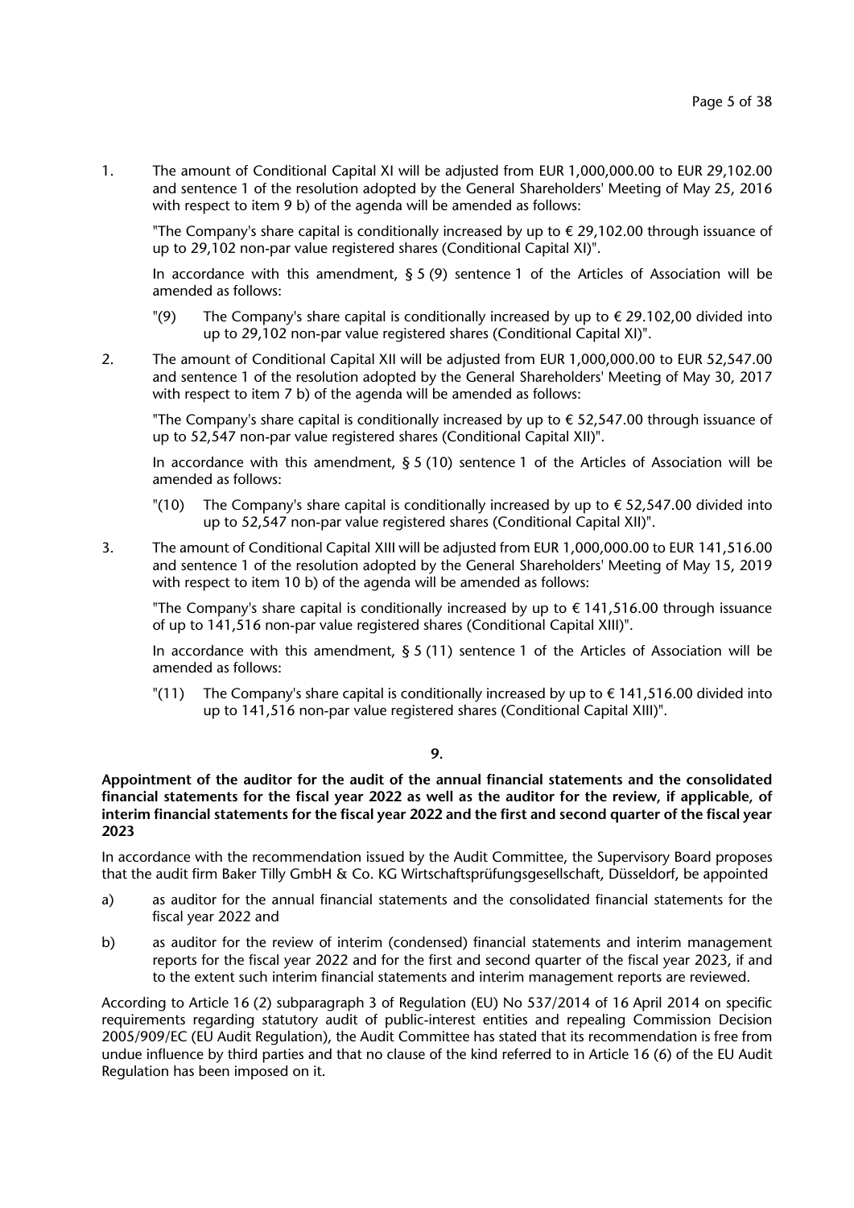1. The amount of Conditional Capital XI will be adjusted from EUR 1,000,000.00 to EUR 29,102.00 and sentence 1 of the resolution adopted by the General Shareholders' Meeting of May 25, 2016 with respect to item 9 b) of the agenda will be amended as follows:

   "The Company's share capital is conditionally increased by up to € 29,102.00 through issuance of up to 29,102 non-par value registered shares (Conditional Capital XI)".

   In accordance with this amendment, § 5 (9) sentence 1 of the Articles of Association will be amended as follows:

   "(9) The Company's share capital is conditionally increased by up to € 29.102,00 divided into up to 29,102 non-par value registered shares (Conditional Capital XI)".

2. The amount of Conditional Capital XII will be adjusted from EUR 1,000,000.00 to EUR 52,547.00 and sentence 1 of the resolution adopted by the General Shareholders' Meeting of May 30, 2017 with respect to item 7 b) of the agenda will be amended as follows:

   "The Company's share capital is conditionally increased by up to € 52,547.00 through issuance of up to 52,547 non-par value registered shares (Conditional Capital XII)".

   In accordance with this amendment, § 5 (10) sentence 1 of the Articles of Association will be amended as follows:

   "(10) The Company's share capital is conditionally increased by up to € 52,547.00 divided into up to 52,547 non-par value registered shares (Conditional Capital XII)".

3. The amount of Conditional Capital XIII will be adjusted from EUR 1,000,000.00 to EUR 141,516.00 and sentence 1 of the resolution adopted by the General Shareholders' Meeting of May 15, 2019 with respect to item 10 b) of the agenda will be amended as follows:

   "The Company's share capital is conditionally increased by up to € 141,516.00 through issuance of up to 141,516 non-par value registered shares (Conditional Capital XIII)".

   In accordance with this amendment, § 5 (11) sentence 1 of the Articles of Association will be amended as follows:

   "(11) The Company's share capital is conditionally increased by up to € 141,516.00 divided into up to 141,516 non-par value registered shares (Conditional Capital XIII)".

## 9.

**Appointment of the auditor for the audit of the annual financial statements and the consolidated financial statements for the fiscal year 2022 as well as the auditor for the review, if applicable, of interim financial statements for the fiscal year 2022 and the first and second quarter of the fiscal year 2023**

In accordance with the recommendation issued by the Audit Committee, the Supervisory Board proposes that the audit firm Baker Tilly GmbH & Co. KG Wirtschaftsprüfungsgesellschaft, Düsseldorf, be appointed

a) as auditor for the annual financial statements and the consolidated financial statements for the fiscal year 2022 and

b) as auditor for the review of interim (condensed) financial statements and interim management reports for the fiscal year 2022 and for the first and second quarter of the fiscal year 2023, if and to the extent such interim financial statements and interim management reports are reviewed.

According to Article 16 (2) subparagraph 3 of Regulation (EU) No 537/2014 of 16 April 2014 on specific requirements regarding statutory audit of public-interest entities and repealing Commission Decision 2005/909/EC (EU Audit Regulation), the Audit Committee has stated that its recommendation is free from undue influence by third parties and that no clause of the kind referred to in Article 16 (6) of the EU Audit Regulation has been imposed on it.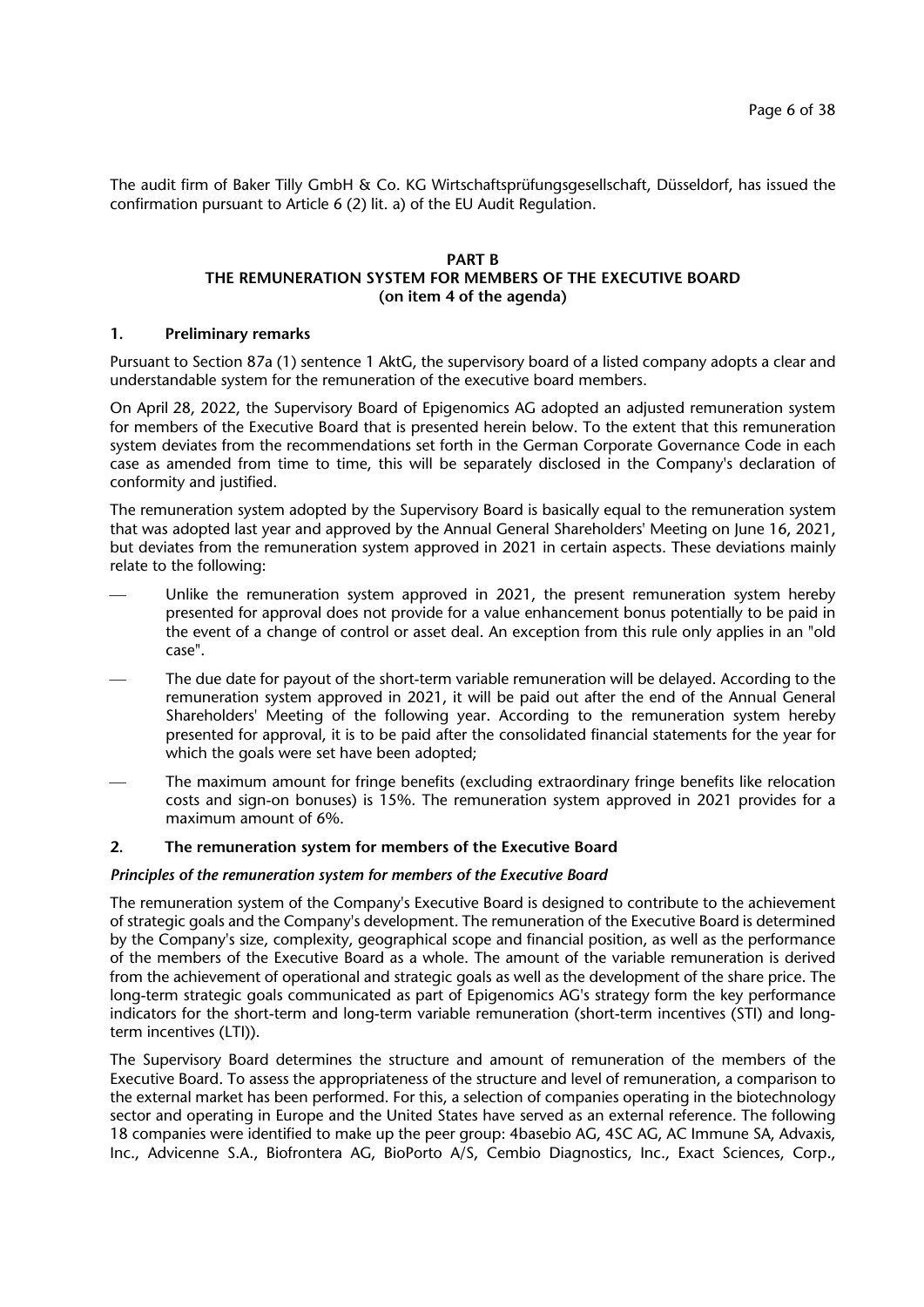The audit firm of Baker Tilly GmbH & Co. KG Wirtschaftsprüfungsgesellschaft, Düsseldorf, has issued the confirmation pursuant to Article 6 (2) lit. a) of the EU Audit Regulation.

## PART B
## THE REMUNERATION SYSTEM FOR MEMBERS OF THE EXECUTIVE BOARD
## (on item 4 of the agenda)

### 1. Preliminary remarks

Pursuant to Section 87a (1) sentence 1 AktG, the supervisory board of a listed company adopts a clear and understandable system for the remuneration of the executive board members.

On April 28, 2022, the Supervisory Board of Epigenomics AG adopted an adjusted remuneration system for members of the Executive Board that is presented herein below. To the extent that this remuneration system deviates from the recommendations set forth in the German Corporate Governance Code in each case as amended from time to time, this will be separately disclosed in the Company's declaration of conformity and justified.

The remuneration system adopted by the Supervisory Board is basically equal to the remuneration system that was adopted last year and approved by the Annual General Shareholders' Meeting on June 16, 2021, but deviates from the remuneration system approved in 2021 in certain aspects. These deviations mainly relate to the following:

- Unlike the remuneration system approved in 2021, the present remuneration system hereby presented for approval does not provide for a value enhancement bonus potentially to be paid in the event of a change of control or asset deal. An exception from this rule only applies in an "old case".
- The due date for payout of the short-term variable remuneration will be delayed. According to the remuneration system approved in 2021, it will be paid out after the end of the Annual General Shareholders' Meeting of the following year. According to the remuneration system hereby presented for approval, it is to be paid after the consolidated financial statements for the year for which the goals were set have been adopted;
- The maximum amount for fringe benefits (excluding extraordinary fringe benefits like relocation costs and sign-on bonuses) is 15%. The remuneration system approved in 2021 provides for a maximum amount of 6%.

### 2. The remuneration system for members of the Executive Board

***Principles of the remuneration system for members of the Executive Board***

The remuneration system of the Company's Executive Board is designed to contribute to the achievement of strategic goals and the Company's development. The remuneration of the Executive Board is determined by the Company's size, complexity, geographical scope and financial position, as well as the performance of the members of the Executive Board as a whole. The amount of the variable remuneration is derived from the achievement of operational and strategic goals as well as the development of the share price. The long-term strategic goals communicated as part of Epigenomics AG's strategy form the key performance indicators for the short-term and long-term variable remuneration (short-term incentives (STI) and long-term incentives (LTI)).

The Supervisory Board determines the structure and amount of remuneration of the members of the Executive Board. To assess the appropriateness of the structure and level of remuneration, a comparison to the external market has been performed. For this, a selection of companies operating in the biotechnology sector and operating in Europe and the United States have served as an external reference. The following 18 companies were identified to make up the peer group: 4basebio AG, 4SC AG, AC Immune SA, Advaxis, Inc., Advicenne S.A., Biofrontera AG, BioPorto A/S, Cembio Diagnostics, Inc., Exact Sciences, Corp.,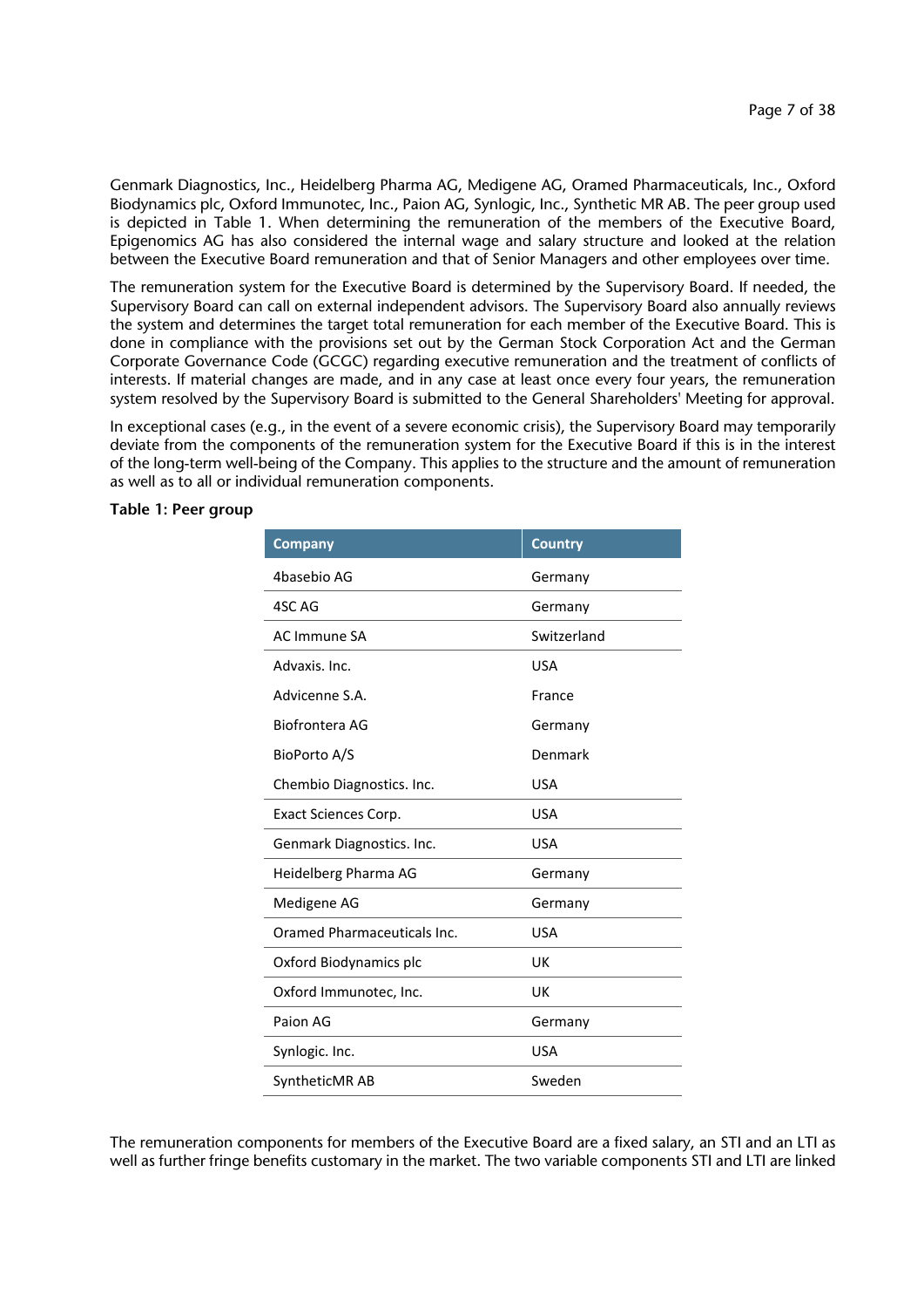Genmark Diagnostics, Inc., Heidelberg Pharma AG, Medigene AG, Oramed Pharmaceuticals, Inc., Oxford Biodynamics plc, Oxford Immunotec, Inc., Paion AG, Synlogic, Inc., Synthetic MR AB. The peer group used is depicted in Table 1. When determining the remuneration of the members of the Executive Board, Epigenomics AG has also considered the internal wage and salary structure and looked at the relation between the Executive Board remuneration and that of Senior Managers and other employees over time.

The remuneration system for the Executive Board is determined by the Supervisory Board. If needed, the Supervisory Board can call on external independent advisors. The Supervisory Board also annually reviews the system and determines the target total remuneration for each member of the Executive Board. This is done in compliance with the provisions set out by the German Stock Corporation Act and the German Corporate Governance Code (GCGC) regarding executive remuneration and the treatment of conflicts of interests. If material changes are made, and in any case at least once every four years, the remuneration system resolved by the Supervisory Board is submitted to the General Shareholders' Meeting for approval.

In exceptional cases (e.g., in the event of a severe economic crisis), the Supervisory Board may temporarily deviate from the components of the remuneration system for the Executive Board if this is in the interest of the long-term well-being of the Company. This applies to the structure and the amount of remuneration as well as to all or individual remuneration components.

**Table 1: Peer group**

| Company | Country |
|---|---|
| 4basebio AG | Germany |
| 4SC AG | Germany |
| AC Immune SA | Switzerland |
| Advaxis. Inc. | USA |
| Advicenne S.A. | France |
| Biofrontera AG | Germany |
| BioPorto A/S | Denmark |
| Chembio Diagnostics. Inc. | USA |
| Exact Sciences Corp. | USA |
| Genmark Diagnostics. Inc. | USA |
| Heidelberg Pharma AG | Germany |
| Medigene AG | Germany |
| Oramed Pharmaceuticals Inc. | USA |
| Oxford Biodynamics plc | UK |
| Oxford Immunotec, Inc. | UK |
| Paion AG | Germany |
| Synlogic. Inc. | USA |
| SyntheticMR AB | Sweden |

The remuneration components for members of the Executive Board are a fixed salary, an STI and an LTI as well as further fringe benefits customary in the market. The two variable components STI and LTI are linked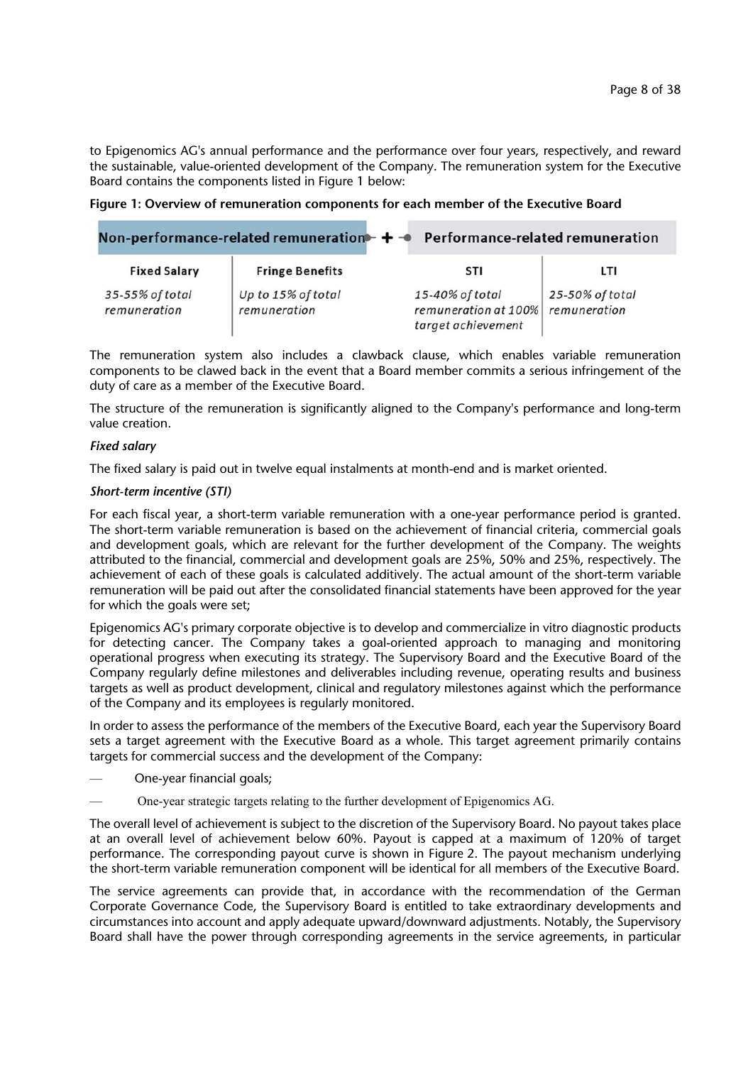to Epigenomics AG's annual performance and the performance over four years, respectively, and reward the sustainable, value-oriented development of the Company. The remuneration system for the Executive Board contains the components listed in Figure 1 below:

**Figure 1: Overview of remuneration components for each member of the Executive Board**

| Non-performance-related remuneration | | Performance-related remuneration | |
|---|---|---|---|
| **Fixed Salary** | **Fringe Benefits** | **STI** | **LTI** |
| *35-55% of total remuneration* | *Up to 15% of total remuneration* | *15-40% of total remuneration at 100% target achievement* | *25-50% of total remuneration* |

The remuneration system also includes a clawback clause, which enables variable remuneration components to be clawed back in the event that a Board member commits a serious infringement of the duty of care as a member of the Executive Board.

The structure of the remuneration is significantly aligned to the Company's performance and long-term value creation.

***Fixed salary***

The fixed salary is paid out in twelve equal instalments at month-end and is market oriented.

***Short-term incentive (STI)***

For each fiscal year, a short-term variable remuneration with a one-year performance period is granted. The short-term variable remuneration is based on the achievement of financial criteria, commercial goals and development goals, which are relevant for the further development of the Company. The weights attributed to the financial, commercial and development goals are 25%, 50% and 25%, respectively. The achievement of each of these goals is calculated additively. The actual amount of the short-term variable remuneration will be paid out after the consolidated financial statements have been approved for the year for which the goals were set;

Epigenomics AG's primary corporate objective is to develop and commercialize in vitro diagnostic products for detecting cancer. The Company takes a goal-oriented approach to managing and monitoring operational progress when executing its strategy. The Supervisory Board and the Executive Board of the Company regularly define milestones and deliverables including revenue, operating results and business targets as well as product development, clinical and regulatory milestones against which the performance of the Company and its employees is regularly monitored.

In order to assess the performance of the members of the Executive Board, each year the Supervisory Board sets a target agreement with the Executive Board as a whole. This target agreement primarily contains targets for commercial success and the development of the Company:

- One-year financial goals;
- One-year strategic targets relating to the further development of Epigenomics AG.

The overall level of achievement is subject to the discretion of the Supervisory Board. No payout takes place at an overall level of achievement below 60%. Payout is capped at a maximum of 120% of target performance. The corresponding payout curve is shown in Figure 2. The payout mechanism underlying the short-term variable remuneration component will be identical for all members of the Executive Board.

The service agreements can provide that, in accordance with the recommendation of the German Corporate Governance Code, the Supervisory Board is entitled to take extraordinary developments and circumstances into account and apply adequate upward/downward adjustments. Notably, the Supervisory Board shall have the power through corresponding agreements in the service agreements, in particular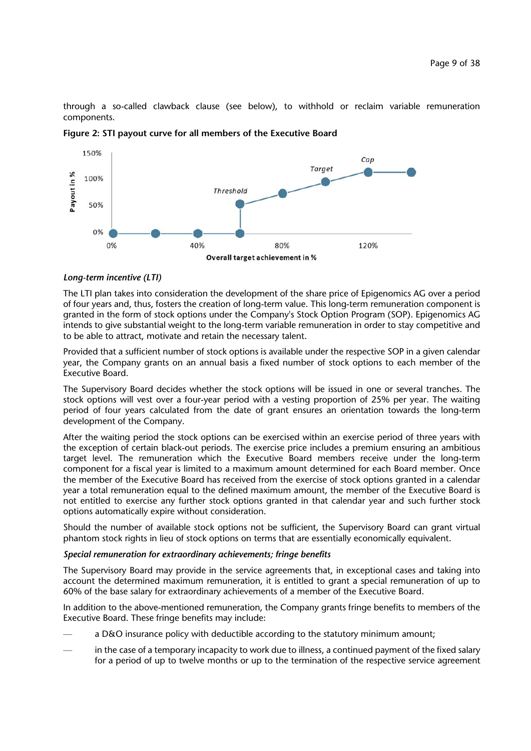through a so-called clawback clause (see below), to withhold or reclaim variable remuneration components.

**Figure 2: STI payout curve for all members of the Executive Board**

*Long-term incentive (LTI)*

The LTI plan takes into consideration the development of the share price of Epigenomics AG over a period of four years and, thus, fosters the creation of long-term value. This long-term remuneration component is granted in the form of stock options under the Company's Stock Option Program (SOP). Epigenomics AG intends to give substantial weight to the long-term variable remuneration in order to stay competitive and to be able to attract, motivate and retain the necessary talent.

Provided that a sufficient number of stock options is available under the respective SOP in a given calendar year, the Company grants on an annual basis a fixed number of stock options to each member of the Executive Board.

The Supervisory Board decides whether the stock options will be issued in one or several tranches. The stock options will vest over a four-year period with a vesting proportion of 25% per year. The waiting period of four years calculated from the date of grant ensures an orientation towards the long-term development of the Company.

After the waiting period the stock options can be exercised within an exercise period of three years with the exception of certain black-out periods. The exercise price includes a premium ensuring an ambitious target level. The remuneration which the Executive Board members receive under the long-term component for a fiscal year is limited to a maximum amount determined for each Board member. Once the member of the Executive Board has received from the exercise of stock options granted in a calendar year a total remuneration equal to the defined maximum amount, the member of the Executive Board is not entitled to exercise any further stock options granted in that calendar year and such further stock options automatically expire without consideration.

Should the number of available stock options not be sufficient, the Supervisory Board can grant virtual phantom stock rights in lieu of stock options on terms that are essentially economically equivalent.

*Special remuneration for extraordinary achievements; fringe benefits*

The Supervisory Board may provide in the service agreements that, in exceptional cases and taking into account the determined maximum remuneration, it is entitled to grant a special remuneration of up to 60% of the base salary for extraordinary achievements of a member of the Executive Board.

In addition to the above-mentioned remuneration, the Company grants fringe benefits to members of the Executive Board. These fringe benefits may include:

- a D&O insurance policy with deductible according to the statutory minimum amount;
- in the case of a temporary incapacity to work due to illness, a continued payment of the fixed salary for a period of up to twelve months or up to the termination of the respective service agreement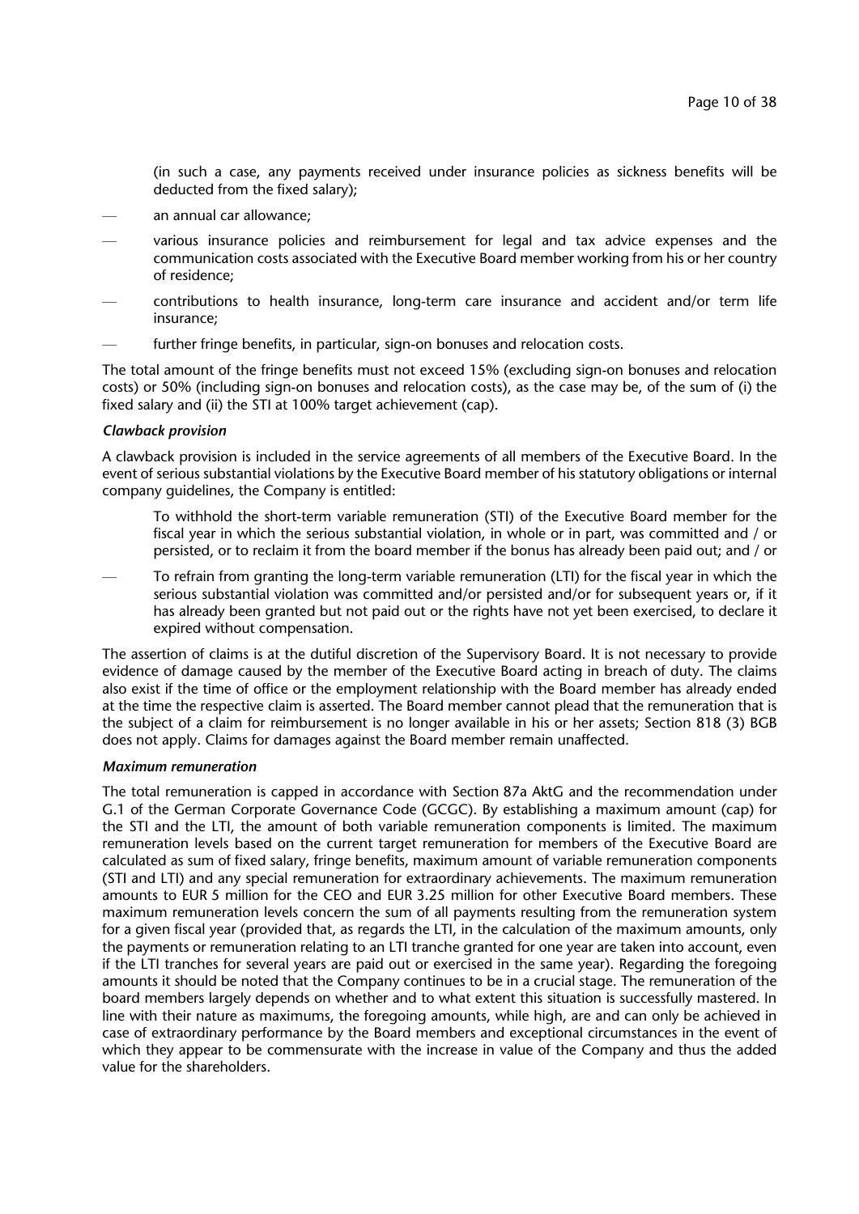(in such a case, any payments received under insurance policies as sickness benefits will be deducted from the fixed salary);

- an annual car allowance;
- various insurance policies and reimbursement for legal and tax advice expenses and the communication costs associated with the Executive Board member working from his or her country of residence;
- contributions to health insurance, long-term care insurance and accident and/or term life insurance;
- further fringe benefits, in particular, sign-on bonuses and relocation costs.

The total amount of the fringe benefits must not exceed 15% (excluding sign-on bonuses and relocation costs) or 50% (including sign-on bonuses and relocation costs), as the case may be, of the sum of (i) the fixed salary and (ii) the STI at 100% target achievement (cap).

***Clawback provision***

A clawback provision is included in the service agreements of all members of the Executive Board. In the event of serious substantial violations by the Executive Board member of his statutory obligations or internal company guidelines, the Company is entitled:

- To withhold the short-term variable remuneration (STI) of the Executive Board member for the fiscal year in which the serious substantial violation, in whole or in part, was committed and / or persisted, or to reclaim it from the board member if the bonus has already been paid out; and / or
- To refrain from granting the long-term variable remuneration (LTI) for the fiscal year in which the serious substantial violation was committed and/or persisted and/or for subsequent years or, if it has already been granted but not paid out or the rights have not yet been exercised, to declare it expired without compensation.

The assertion of claims is at the dutiful discretion of the Supervisory Board. It is not necessary to provide evidence of damage caused by the member of the Executive Board acting in breach of duty. The claims also exist if the time of office or the employment relationship with the Board member has already ended at the time the respective claim is asserted. The Board member cannot plead that the remuneration that is the subject of a claim for reimbursement is no longer available in his or her assets; Section 818 (3) BGB does not apply. Claims for damages against the Board member remain unaffected.

***Maximum remuneration***

The total remuneration is capped in accordance with Section 87a AktG and the recommendation under G.1 of the German Corporate Governance Code (GCGC). By establishing a maximum amount (cap) for the STI and the LTI, the amount of both variable remuneration components is limited. The maximum remuneration levels based on the current target remuneration for members of the Executive Board are calculated as sum of fixed salary, fringe benefits, maximum amount of variable remuneration components (STI and LTI) and any special remuneration for extraordinary achievements. The maximum remuneration amounts to EUR 5 million for the CEO and EUR 3.25 million for other Executive Board members. These maximum remuneration levels concern the sum of all payments resulting from the remuneration system for a given fiscal year (provided that, as regards the LTI, in the calculation of the maximum amounts, only the payments or remuneration relating to an LTI tranche granted for one year are taken into account, even if the LTI tranches for several years are paid out or exercised in the same year). Regarding the foregoing amounts it should be noted that the Company continues to be in a crucial stage. The remuneration of the board members largely depends on whether and to what extent this situation is successfully mastered. In line with their nature as maximums, the foregoing amounts, while high, are and can only be achieved in case of extraordinary performance by the Board members and exceptional circumstances in the event of which they appear to be commensurate with the increase in value of the Company and thus the added value for the shareholders.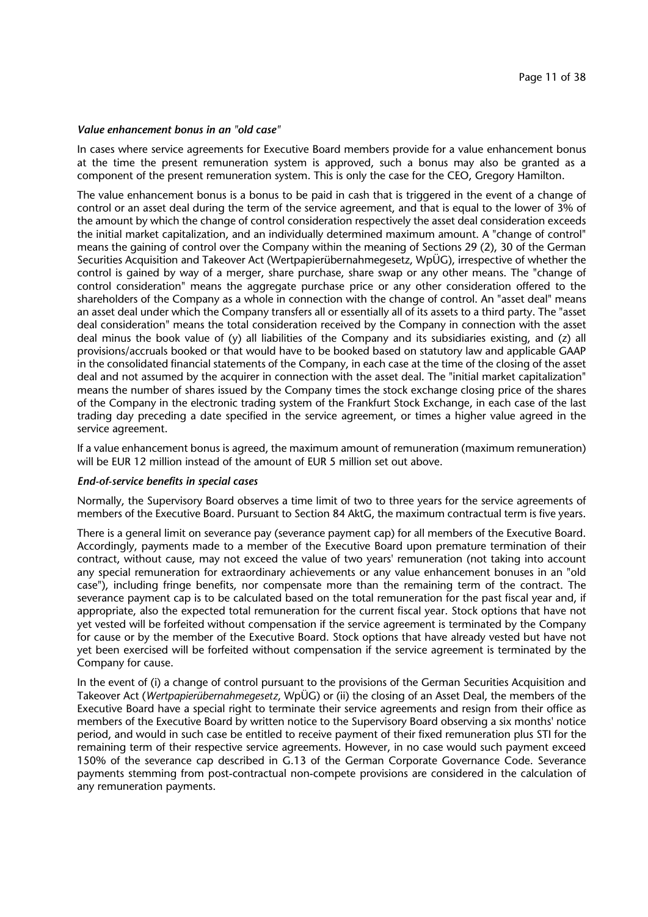***Value enhancement bonus in an "old case"***

In cases where service agreements for Executive Board members provide for a value enhancement bonus at the time the present remuneration system is approved, such a bonus may also be granted as a component of the present remuneration system. This is only the case for the CEO, Gregory Hamilton.

The value enhancement bonus is a bonus to be paid in cash that is triggered in the event of a change of control or an asset deal during the term of the service agreement, and that is equal to the lower of 3% of the amount by which the change of control consideration respectively the asset deal consideration exceeds the initial market capitalization, and an individually determined maximum amount. A "change of control" means the gaining of control over the Company within the meaning of Sections 29 (2), 30 of the German Securities Acquisition and Takeover Act (Wertpapierübernahmegesetz, WpÜG), irrespective of whether the control is gained by way of a merger, share purchase, share swap or any other means. The "change of control consideration" means the aggregate purchase price or any other consideration offered to the shareholders of the Company as a whole in connection with the change of control. An "asset deal" means an asset deal under which the Company transfers all or essentially all of its assets to a third party. The "asset deal consideration" means the total consideration received by the Company in connection with the asset deal minus the book value of (y) all liabilities of the Company and its subsidiaries existing, and (z) all provisions/accruals booked or that would have to be booked based on statutory law and applicable GAAP in the consolidated financial statements of the Company, in each case at the time of the closing of the asset deal and not assumed by the acquirer in connection with the asset deal. The "initial market capitalization" means the number of shares issued by the Company times the stock exchange closing price of the shares of the Company in the electronic trading system of the Frankfurt Stock Exchange, in each case of the last trading day preceding a date specified in the service agreement, or times a higher value agreed in the service agreement.

If a value enhancement bonus is agreed, the maximum amount of remuneration (maximum remuneration) will be EUR 12 million instead of the amount of EUR 5 million set out above.

***End-of-service benefits in special cases***

Normally, the Supervisory Board observes a time limit of two to three years for the service agreements of members of the Executive Board. Pursuant to Section 84 AktG, the maximum contractual term is five years.

There is a general limit on severance pay (severance payment cap) for all members of the Executive Board. Accordingly, payments made to a member of the Executive Board upon premature termination of their contract, without cause, may not exceed the value of two years' remuneration (not taking into account any special remuneration for extraordinary achievements or any value enhancement bonuses in an "old case"), including fringe benefits, nor compensate more than the remaining term of the contract. The severance payment cap is to be calculated based on the total remuneration for the past fiscal year and, if appropriate, also the expected total remuneration for the current fiscal year. Stock options that have not yet vested will be forfeited without compensation if the service agreement is terminated by the Company for cause or by the member of the Executive Board. Stock options that have already vested but have not yet been exercised will be forfeited without compensation if the service agreement is terminated by the Company for cause.

In the event of (i) a change of control pursuant to the provisions of the German Securities Acquisition and Takeover Act (*Wertpapierübernahmegesetz*, WpÜG) or (ii) the closing of an Asset Deal, the members of the Executive Board have a special right to terminate their service agreements and resign from their office as members of the Executive Board by written notice to the Supervisory Board observing a six months' notice period, and would in such case be entitled to receive payment of their fixed remuneration plus STI for the remaining term of their respective service agreements. However, in no case would such payment exceed 150% of the severance cap described in G.13 of the German Corporate Governance Code. Severance payments stemming from post-contractual non-compete provisions are considered in the calculation of any remuneration payments.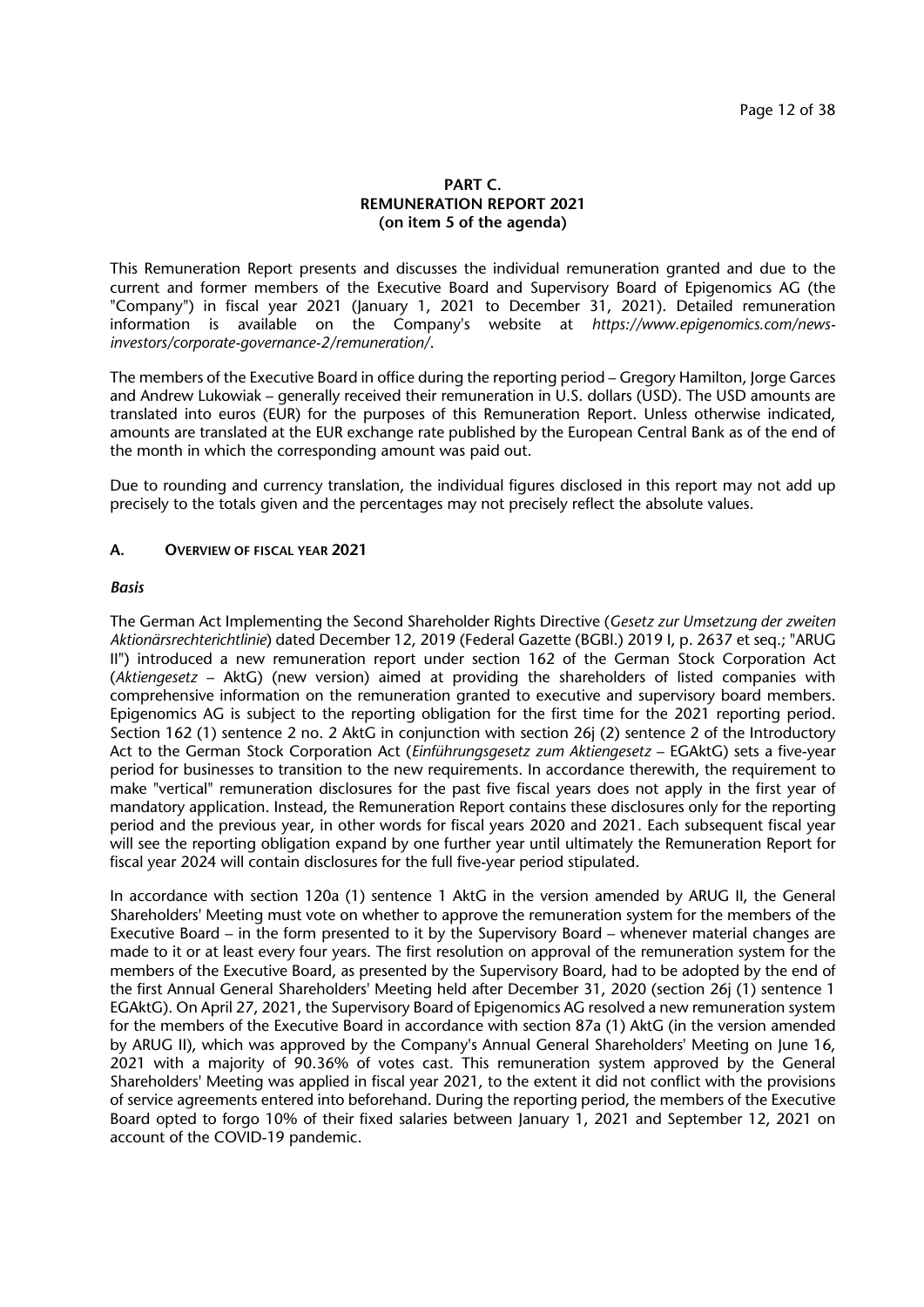# PART C.
# REMUNERATION REPORT 2021
# (on item 5 of the agenda)

This Remuneration Report presents and discusses the individual remuneration granted and due to the current and former members of the Executive Board and Supervisory Board of Epigenomics AG (the "Company") in fiscal year 2021 (January 1, 2021 to December 31, 2021). Detailed remuneration information is available on the Company's website at *https://www.epigenomics.com/news-investors/corporate-governance-2/remuneration/*.

The members of the Executive Board in office during the reporting period – Gregory Hamilton, Jorge Garces and Andrew Lukowiak – generally received their remuneration in U.S. dollars (USD). The USD amounts are translated into euros (EUR) for the purposes of this Remuneration Report. Unless otherwise indicated, amounts are translated at the EUR exchange rate published by the European Central Bank as of the end of the month in which the corresponding amount was paid out.

Due to rounding and currency translation, the individual figures disclosed in this report may not add up precisely to the totals given and the percentages may not precisely reflect the absolute values.

## A. OVERVIEW OF FISCAL YEAR 2021

### *Basis*

The German Act Implementing the Second Shareholder Rights Directive (*Gesetz zur Umsetzung der zweiten Aktionärsrechterichtlinie*) dated December 12, 2019 (Federal Gazette (BGBl.) 2019 I, p. 2637 et seq.; "ARUG II") introduced a new remuneration report under section 162 of the German Stock Corporation Act (*Aktiengesetz* – AktG) (new version) aimed at providing the shareholders of listed companies with comprehensive information on the remuneration granted to executive and supervisory board members. Epigenomics AG is subject to the reporting obligation for the first time for the 2021 reporting period. Section 162 (1) sentence 2 no. 2 AktG in conjunction with section 26j (2) sentence 2 of the Introductory Act to the German Stock Corporation Act (*Einführungsgesetz zum Aktiengesetz* – EGAktG) sets a five-year period for businesses to transition to the new requirements. In accordance therewith, the requirement to make "vertical" remuneration disclosures for the past five fiscal years does not apply in the first year of mandatory application. Instead, the Remuneration Report contains these disclosures only for the reporting period and the previous year, in other words for fiscal years 2020 and 2021. Each subsequent fiscal year will see the reporting obligation expand by one further year until ultimately the Remuneration Report for fiscal year 2024 will contain disclosures for the full five-year period stipulated.

In accordance with section 120a (1) sentence 1 AktG in the version amended by ARUG II, the General Shareholders' Meeting must vote on whether to approve the remuneration system for the members of the Executive Board – in the form presented to it by the Supervisory Board – whenever material changes are made to it or at least every four years. The first resolution on approval of the remuneration system for the members of the Executive Board, as presented by the Supervisory Board, had to be adopted by the end of the first Annual General Shareholders' Meeting held after December 31, 2020 (section 26j (1) sentence 1 EGAktG). On April 27, 2021, the Supervisory Board of Epigenomics AG resolved a new remuneration system for the members of the Executive Board in accordance with section 87a (1) AktG (in the version amended by ARUG II), which was approved by the Company's Annual General Shareholders' Meeting on June 16, 2021 with a majority of 90.36% of votes cast. This remuneration system approved by the General Shareholders' Meeting was applied in fiscal year 2021, to the extent it did not conflict with the provisions of service agreements entered into beforehand. During the reporting period, the members of the Executive Board opted to forgo 10% of their fixed salaries between January 1, 2021 and September 12, 2021 on account of the COVID-19 pandemic.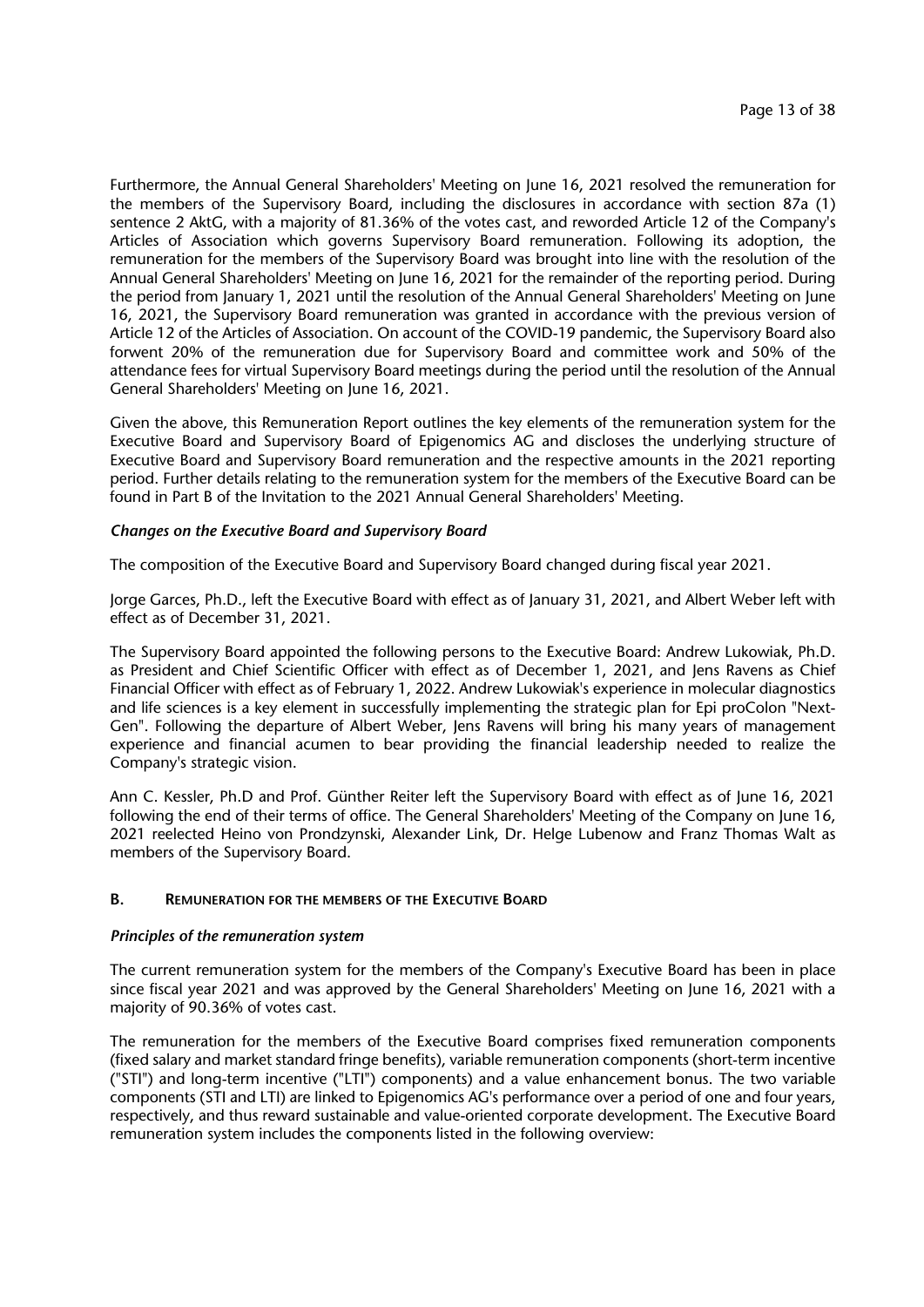Furthermore, the Annual General Shareholders' Meeting on June 16, 2021 resolved the remuneration for the members of the Supervisory Board, including the disclosures in accordance with section 87a (1) sentence 2 AktG, with a majority of 81.36% of the votes cast, and reworded Article 12 of the Company's Articles of Association which governs Supervisory Board remuneration. Following its adoption, the remuneration for the members of the Supervisory Board was brought into line with the resolution of the Annual General Shareholders' Meeting on June 16, 2021 for the remainder of the reporting period. During the period from January 1, 2021 until the resolution of the Annual General Shareholders' Meeting on June 16, 2021, the Supervisory Board remuneration was granted in accordance with the previous version of Article 12 of the Articles of Association. On account of the COVID-19 pandemic, the Supervisory Board also forwent 20% of the remuneration due for Supervisory Board and committee work and 50% of the attendance fees for virtual Supervisory Board meetings during the period until the resolution of the Annual General Shareholders' Meeting on June 16, 2021.

Given the above, this Remuneration Report outlines the key elements of the remuneration system for the Executive Board and Supervisory Board of Epigenomics AG and discloses the underlying structure of Executive Board and Supervisory Board remuneration and the respective amounts in the 2021 reporting period. Further details relating to the remuneration system for the members of the Executive Board can be found in Part B of the Invitation to the 2021 Annual General Shareholders' Meeting.

***Changes on the Executive Board and Supervisory Board***

The composition of the Executive Board and Supervisory Board changed during fiscal year 2021.

Jorge Garces, Ph.D., left the Executive Board with effect as of January 31, 2021, and Albert Weber left with effect as of December 31, 2021.

The Supervisory Board appointed the following persons to the Executive Board: Andrew Lukowiak, Ph.D. as President and Chief Scientific Officer with effect as of December 1, 2021, and Jens Ravens as Chief Financial Officer with effect as of February 1, 2022. Andrew Lukowiak's experience in molecular diagnostics and life sciences is a key element in successfully implementing the strategic plan for Epi proColon "Next-Gen". Following the departure of Albert Weber, Jens Ravens will bring his many years of management experience and financial acumen to bear providing the financial leadership needed to realize the Company's strategic vision.

Ann C. Kessler, Ph.D and Prof. Günther Reiter left the Supervisory Board with effect as of June 16, 2021 following the end of their terms of office. The General Shareholders' Meeting of the Company on June 16, 2021 reelected Heino von Prondzynski, Alexander Link, Dr. Helge Lubenow and Franz Thomas Walt as members of the Supervisory Board.

## B. REMUNERATION FOR THE MEMBERS OF THE EXECUTIVE BOARD

***Principles of the remuneration system***

The current remuneration system for the members of the Company's Executive Board has been in place since fiscal year 2021 and was approved by the General Shareholders' Meeting on June 16, 2021 with a majority of 90.36% of votes cast.

The remuneration for the members of the Executive Board comprises fixed remuneration components (fixed salary and market standard fringe benefits), variable remuneration components (short-term incentive ("STI") and long-term incentive ("LTI") components) and a value enhancement bonus. The two variable components (STI and LTI) are linked to Epigenomics AG's performance over a period of one and four years, respectively, and thus reward sustainable and value-oriented corporate development. The Executive Board remuneration system includes the components listed in the following overview: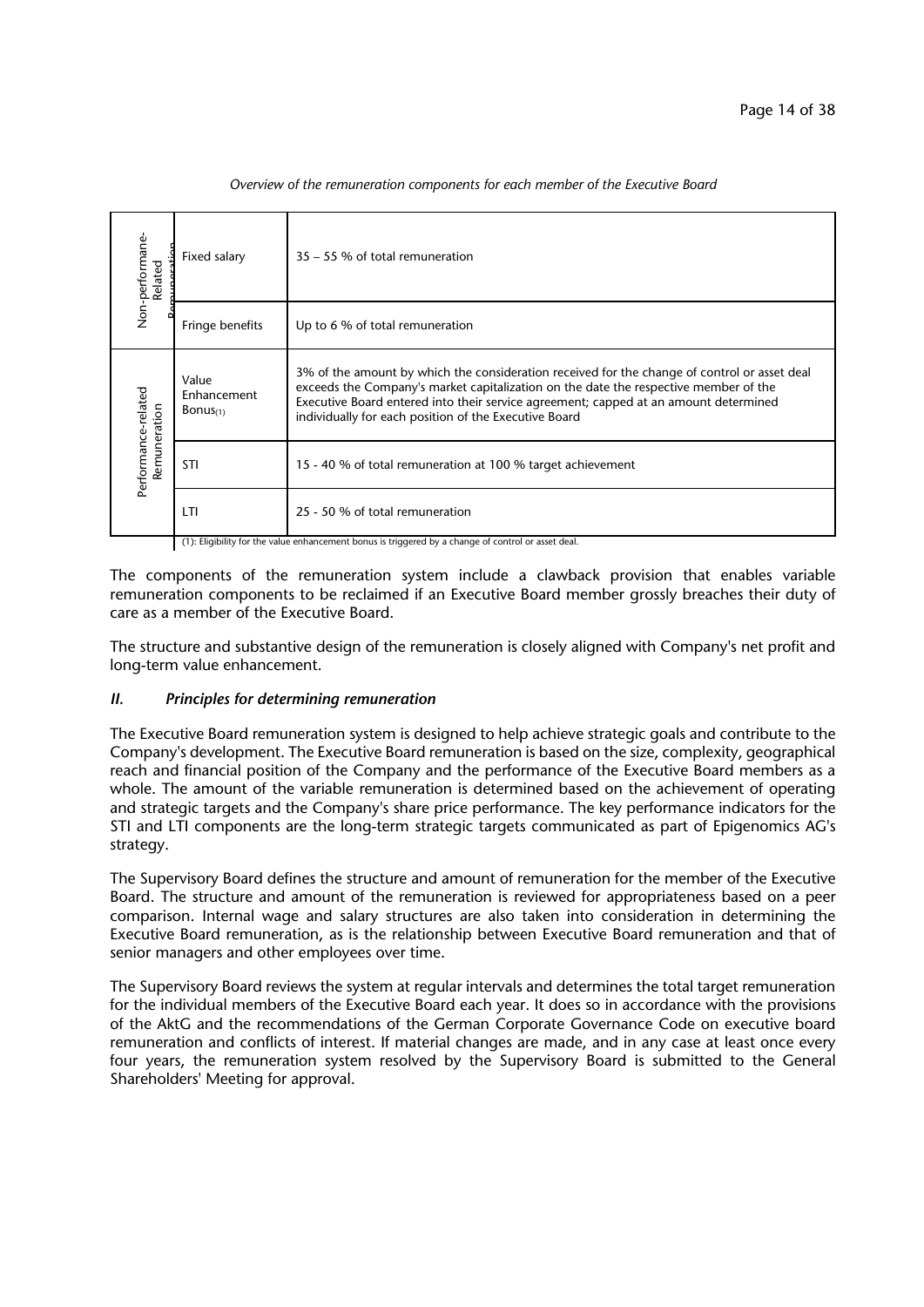*Overview of the remuneration components for each member of the Executive Board*

| | | |
|---|---|---|
| Non-performance-Related Remuneration | Fixed salary | 35 – 55 % of total remuneration |
| | Fringe benefits | Up to 6 % of total remuneration |
| Performance-related Remuneration | Value Enhancement Bonus(1) | 3% of the amount by which the consideration received for the change of control or asset deal exceeds the Company's market capitalization on the date the respective member of the Executive Board entered into their service agreement; capped at an amount determined individually for each position of the Executive Board |
| | STI | 15 - 40 % of total remuneration at 100 % target achievement |
| | LTI | 25 - 50 % of total remuneration |

(1): Eligibility for the value enhancement bonus is triggered by a change of control or asset deal.

The components of the remuneration system include a clawback provision that enables variable remuneration components to be reclaimed if an Executive Board member grossly breaches their duty of care as a member of the Executive Board.

The structure and substantive design of the remuneration is closely aligned with Company's net profit and long-term value enhancement.

### *II. Principles for determining remuneration*

The Executive Board remuneration system is designed to help achieve strategic goals and contribute to the Company's development. The Executive Board remuneration is based on the size, complexity, geographical reach and financial position of the Company and the performance of the Executive Board members as a whole. The amount of the variable remuneration is determined based on the achievement of operating and strategic targets and the Company's share price performance. The key performance indicators for the STI and LTI components are the long-term strategic targets communicated as part of Epigenomics AG's strategy.

The Supervisory Board defines the structure and amount of remuneration for the member of the Executive Board. The structure and amount of the remuneration is reviewed for appropriateness based on a peer comparison. Internal wage and salary structures are also taken into consideration in determining the Executive Board remuneration, as is the relationship between Executive Board remuneration and that of senior managers and other employees over time.

The Supervisory Board reviews the system at regular intervals and determines the total target remuneration for the individual members of the Executive Board each year. It does so in accordance with the provisions of the AktG and the recommendations of the German Corporate Governance Code on executive board remuneration and conflicts of interest. If material changes are made, and in any case at least once every four years, the remuneration system resolved by the Supervisory Board is submitted to the General Shareholders' Meeting for approval.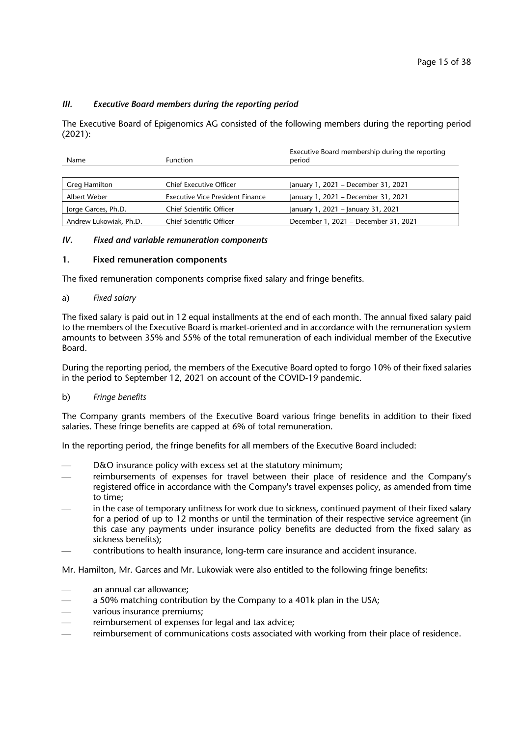### *III. Executive Board members during the reporting period*

The Executive Board of Epigenomics AG consisted of the following members during the reporting period (2021):

| Name | Function | Executive Board membership during the reporting period |
|---|---|---|
| Greg Hamilton | Chief Executive Officer | January 1, 2021 – December 31, 2021 |
| Albert Weber | Executive Vice President Finance | January 1, 2021 – December 31, 2021 |
| Jorge Garces, Ph.D. | Chief Scientific Officer | January 1, 2021 – January 31, 2021 |
| Andrew Lukowiak, Ph.D. | Chief Scientific Officer | December 1, 2021 – December 31, 2021 |

### *IV. Fixed and variable remuneration components*

#### 1. Fixed remuneration components

The fixed remuneration components comprise fixed salary and fringe benefits.

a) *Fixed salary*

The fixed salary is paid out in 12 equal installments at the end of each month. The annual fixed salary paid to the members of the Executive Board is market-oriented and in accordance with the remuneration system amounts to between 35% and 55% of the total remuneration of each individual member of the Executive Board.

During the reporting period, the members of the Executive Board opted to forgo 10% of their fixed salaries in the period to September 12, 2021 on account of the COVID-19 pandemic.

b) *Fringe benefits*

The Company grants members of the Executive Board various fringe benefits in addition to their fixed salaries. These fringe benefits are capped at 6% of total remuneration.

In the reporting period, the fringe benefits for all members of the Executive Board included:

- D&O insurance policy with excess set at the statutory minimum;
- reimbursements of expenses for travel between their place of residence and the Company's registered office in accordance with the Company's travel expenses policy, as amended from time to time;
- in the case of temporary unfitness for work due to sickness, continued payment of their fixed salary for a period of up to 12 months or until the termination of their respective service agreement (in this case any payments under insurance policy benefits are deducted from the fixed salary as sickness benefits);
- contributions to health insurance, long-term care insurance and accident insurance.

Mr. Hamilton, Mr. Garces and Mr. Lukowiak were also entitled to the following fringe benefits:

- an annual car allowance;
- a 50% matching contribution by the Company to a 401k plan in the USA;
- various insurance premiums;
- reimbursement of expenses for legal and tax advice;
- reimbursement of communications costs associated with working from their place of residence.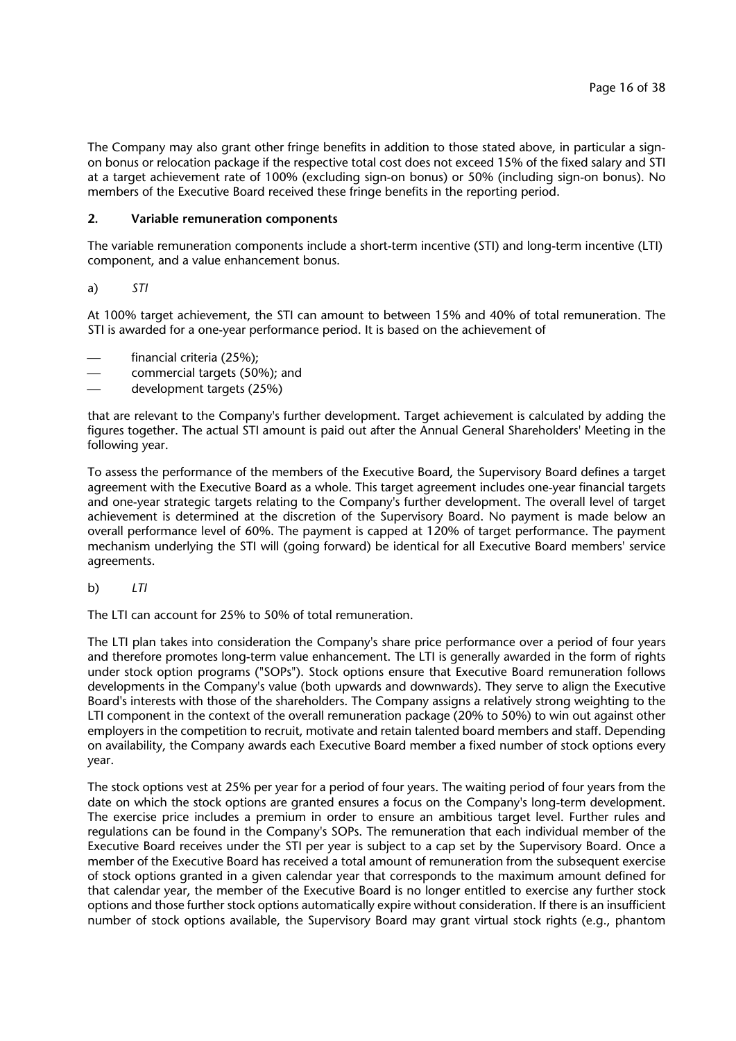The Company may also grant other fringe benefits in addition to those stated above, in particular a sign-on bonus or relocation package if the respective total cost does not exceed 15% of the fixed salary and STI at a target achievement rate of 100% (excluding sign-on bonus) or 50% (including sign-on bonus). No members of the Executive Board received these fringe benefits in the reporting period.

## 2. Variable remuneration components

The variable remuneration components include a short-term incentive (STI) and long-term incentive (LTI) component, and a value enhancement bonus.

### a) *STI*

At 100% target achievement, the STI can amount to between 15% and 40% of total remuneration. The STI is awarded for a one-year performance period. It is based on the achievement of

- financial criteria (25%);
- commercial targets (50%); and
- development targets (25%)

that are relevant to the Company's further development. Target achievement is calculated by adding the figures together. The actual STI amount is paid out after the Annual General Shareholders' Meeting in the following year.

To assess the performance of the members of the Executive Board, the Supervisory Board defines a target agreement with the Executive Board as a whole. This target agreement includes one-year financial targets and one-year strategic targets relating to the Company's further development. The overall level of target achievement is determined at the discretion of the Supervisory Board. No payment is made below an overall performance level of 60%. The payment is capped at 120% of target performance. The payment mechanism underlying the STI will (going forward) be identical for all Executive Board members' service agreements.

### b) *LTI*

The LTI can account for 25% to 50% of total remuneration.

The LTI plan takes into consideration the Company's share price performance over a period of four years and therefore promotes long-term value enhancement. The LTI is generally awarded in the form of rights under stock option programs ("SOPs"). Stock options ensure that Executive Board remuneration follows developments in the Company's value (both upwards and downwards). They serve to align the Executive Board's interests with those of the shareholders. The Company assigns a relatively strong weighting to the LTI component in the context of the overall remuneration package (20% to 50%) to win out against other employers in the competition to recruit, motivate and retain talented board members and staff. Depending on availability, the Company awards each Executive Board member a fixed number of stock options every year.

The stock options vest at 25% per year for a period of four years. The waiting period of four years from the date on which the stock options are granted ensures a focus on the Company's long-term development. The exercise price includes a premium in order to ensure an ambitious target level. Further rules and regulations can be found in the Company's SOPs. The remuneration that each individual member of the Executive Board receives under the STI per year is subject to a cap set by the Supervisory Board. Once a member of the Executive Board has received a total amount of remuneration from the subsequent exercise of stock options granted in a given calendar year that corresponds to the maximum amount defined for that calendar year, the member of the Executive Board is no longer entitled to exercise any further stock options and those further stock options automatically expire without consideration. If there is an insufficient number of stock options available, the Supervisory Board may grant virtual stock rights (e.g., phantom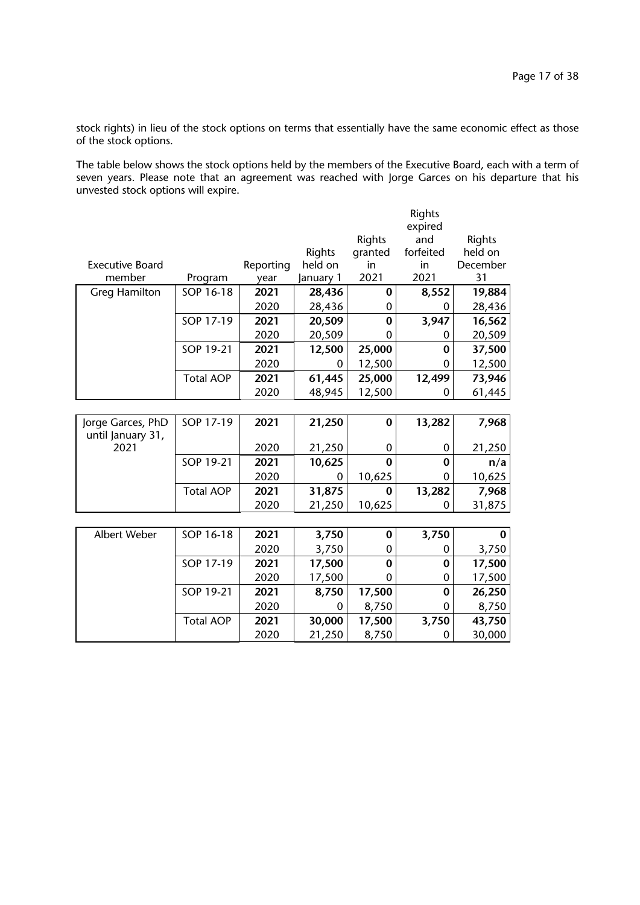stock rights) in lieu of the stock options on terms that essentially have the same economic effect as those of the stock options.

The table below shows the stock options held by the members of the Executive Board, each with a term of seven years. Please note that an agreement was reached with Jorge Garces on his departure that his unvested stock options will expire.

| Executive Board member | Program | Reporting year | Rights held on January 1 | Rights granted in 2021 | Rights expired and forfeited in 2021 | Rights held on December 31 |
|---|---|---|---|---|---|---|
| Greg Hamilton | SOP 16-18 | **2021** | **28,436** | **0** | **8,552** | **19,884** |
| | | 2020 | 28,436 | 0 | 0 | 28,436 |
| | SOP 17-19 | **2021** | **20,509** | **0** | **3,947** | **16,562** |
| | | 2020 | 20,509 | 0 | 0 | 20,509 |
| | SOP 19-21 | **2021** | **12,500** | **25,000** | **0** | **37,500** |
| | | 2020 | 0 | 12,500 | 0 | 12,500 |
| | Total AOP | **2021** | **61,445** | **25,000** | **12,499** | **73,946** |
| | | 2020 | 48,945 | 12,500 | 0 | 61,445 |
| Jorge Garces, PhD until January 31, 2021 | SOP 17-19 | **2021** | **21,250** | **0** | **13,282** | **7,968** |
| | | 2020 | 21,250 | 0 | 0 | 21,250 |
| | SOP 19-21 | **2021** | **10,625** | **0** | **0** | **n/a** |
| | | 2020 | 0 | 10,625 | 0 | 10,625 |
| | Total AOP | **2021** | **31,875** | **0** | **13,282** | **7,968** |
| | | 2020 | 21,250 | 10,625 | 0 | 31,875 |
| Albert Weber | SOP 16-18 | **2021** | **3,750** | **0** | **3,750** | **0** |
| | | 2020 | 3,750 | 0 | 0 | 3,750 |
| | SOP 17-19 | **2021** | **17,500** | **0** | **0** | **17,500** |
| | | 2020 | 17,500 | 0 | 0 | 17,500 |
| | SOP 19-21 | **2021** | **8,750** | **17,500** | **0** | **26,250** |
| | | 2020 | 0 | 8,750 | 0 | 8,750 |
| | Total AOP | **2021** | **30,000** | **17,500** | **3,750** | **43,750** |
| | | 2020 | 21,250 | 8,750 | 0 | 30,000 |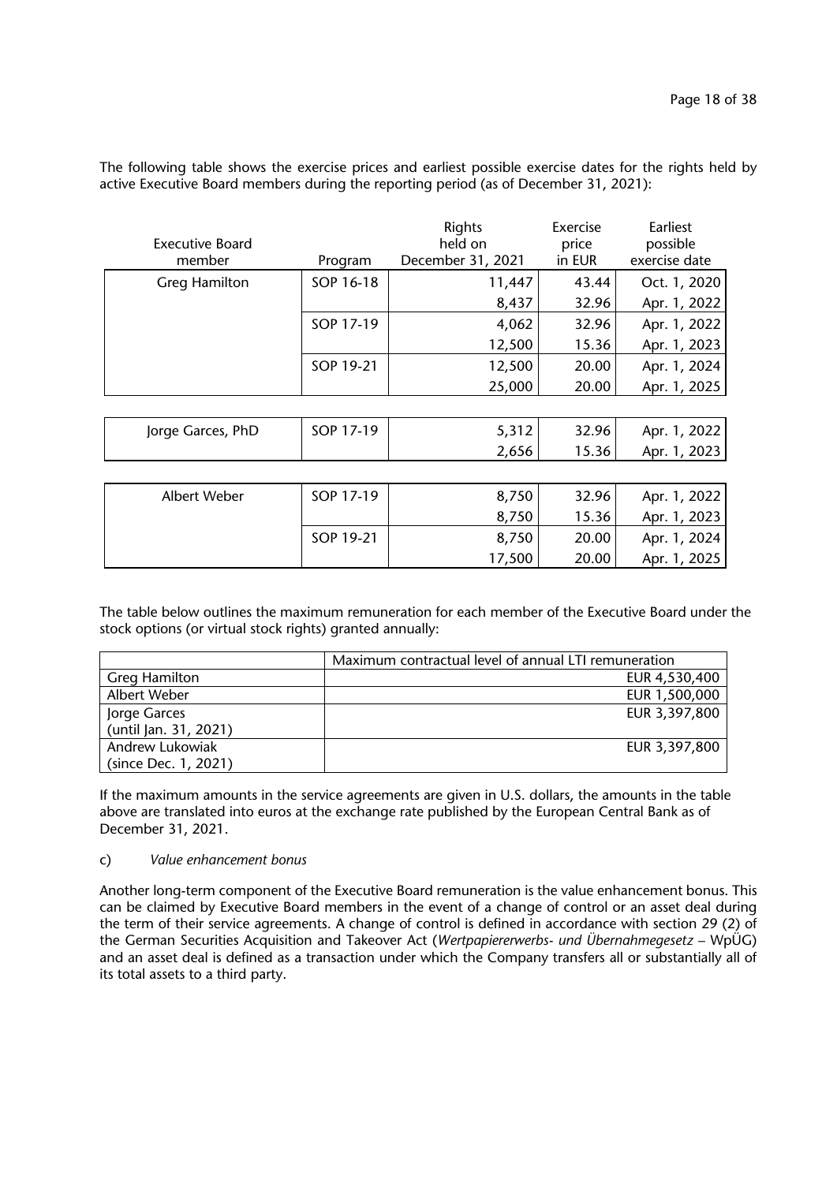The following table shows the exercise prices and earliest possible exercise dates for the rights held by active Executive Board members during the reporting period (as of December 31, 2021):

| Executive Board member | Program | Rights held on December 31, 2021 | Exercise price in EUR | Earliest possible exercise date |
|---|---|---|---|---|
| Greg Hamilton | SOP 16-18 | 11,447 | 43.44 | Oct. 1, 2020 |
| | | 8,437 | 32.96 | Apr. 1, 2022 |
| | SOP 17-19 | 4,062 | 32.96 | Apr. 1, 2022 |
| | | 12,500 | 15.36 | Apr. 1, 2023 |
| | SOP 19-21 | 12,500 | 20.00 | Apr. 1, 2024 |
| | | 25,000 | 20.00 | Apr. 1, 2025 |
| Jorge Garces, PhD | SOP 17-19 | 5,312 | 32.96 | Apr. 1, 2022 |
| | | 2,656 | 15.36 | Apr. 1, 2023 |
| Albert Weber | SOP 17-19 | 8,750 | 32.96 | Apr. 1, 2022 |
| | | 8,750 | 15.36 | Apr. 1, 2023 |
| | SOP 19-21 | 8,750 | 20.00 | Apr. 1, 2024 |
| | | 17,500 | 20.00 | Apr. 1, 2025 |

The table below outlines the maximum remuneration for each member of the Executive Board under the stock options (or virtual stock rights) granted annually:

| | Maximum contractual level of annual LTI remuneration |
|---|---|
| Greg Hamilton | EUR 4,530,400 |
| Albert Weber | EUR 1,500,000 |
| Jorge Garces (until Jan. 31, 2021) | EUR 3,397,800 |
| Andrew Lukowiak (since Dec. 1, 2021) | EUR 3,397,800 |

If the maximum amounts in the service agreements are given in U.S. dollars, the amounts in the table above are translated into euros at the exchange rate published by the European Central Bank as of December 31, 2021.

c) *Value enhancement bonus*

Another long-term component of the Executive Board remuneration is the value enhancement bonus. This can be claimed by Executive Board members in the event of a change of control or an asset deal during the term of their service agreements. A change of control is defined in accordance with section 29 (2) of the German Securities Acquisition and Takeover Act (*Wertpapiererwerbs- und Übernahmegesetz* – WpÜG) and an asset deal is defined as a transaction under which the Company transfers all or substantially all of its total assets to a third party.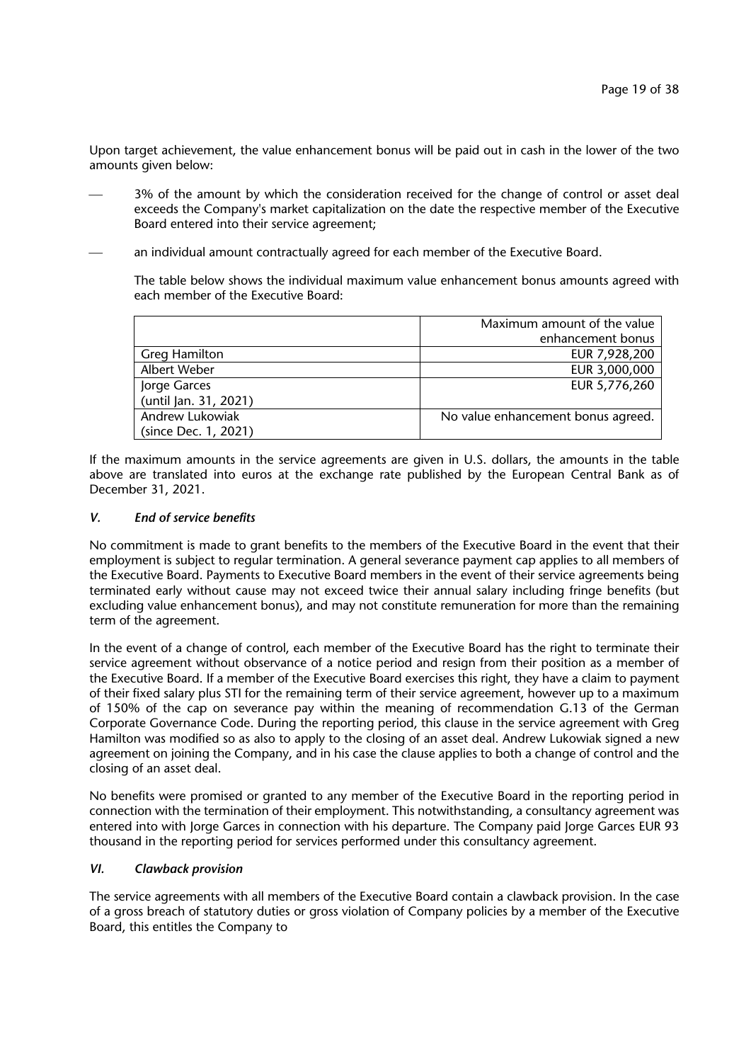Upon target achievement, the value enhancement bonus will be paid out in cash in the lower of the two amounts given below:

- 3% of the amount by which the consideration received for the change of control or asset deal exceeds the Company's market capitalization on the date the respective member of the Executive Board entered into their service agreement;
- an individual amount contractually agreed for each member of the Executive Board.

  The table below shows the individual maximum value enhancement bonus amounts agreed with each member of the Executive Board:

| | Maximum amount of the value enhancement bonus |
|---|---|
| Greg Hamilton | EUR 7,928,200 |
| Albert Weber | EUR 3,000,000 |
| Jorge Garces (until Jan. 31, 2021) | EUR 5,776,260 |
| Andrew Lukowiak (since Dec. 1, 2021) | No value enhancement bonus agreed. |

If the maximum amounts in the service agreements are given in U.S. dollars, the amounts in the table above are translated into euros at the exchange rate published by the European Central Bank as of December 31, 2021.

### *V. End of service benefits*

No commitment is made to grant benefits to the members of the Executive Board in the event that their employment is subject to regular termination. A general severance payment cap applies to all members of the Executive Board. Payments to Executive Board members in the event of their service agreements being terminated early without cause may not exceed twice their annual salary including fringe benefits (but excluding value enhancement bonus), and may not constitute remuneration for more than the remaining term of the agreement.

In the event of a change of control, each member of the Executive Board has the right to terminate their service agreement without observance of a notice period and resign from their position as a member of the Executive Board. If a member of the Executive Board exercises this right, they have a claim to payment of their fixed salary plus STI for the remaining term of their service agreement, however up to a maximum of 150% of the cap on severance pay within the meaning of recommendation G.13 of the German Corporate Governance Code. During the reporting period, this clause in the service agreement with Greg Hamilton was modified so as also to apply to the closing of an asset deal. Andrew Lukowiak signed a new agreement on joining the Company, and in his case the clause applies to both a change of control and the closing of an asset deal.

No benefits were promised or granted to any member of the Executive Board in the reporting period in connection with the termination of their employment. This notwithstanding, a consultancy agreement was entered into with Jorge Garces in connection with his departure. The Company paid Jorge Garces EUR 93 thousand in the reporting period for services performed under this consultancy agreement.

### *VI. Clawback provision*

The service agreements with all members of the Executive Board contain a clawback provision. In the case of a gross breach of statutory duties or gross violation of Company policies by a member of the Executive Board, this entitles the Company to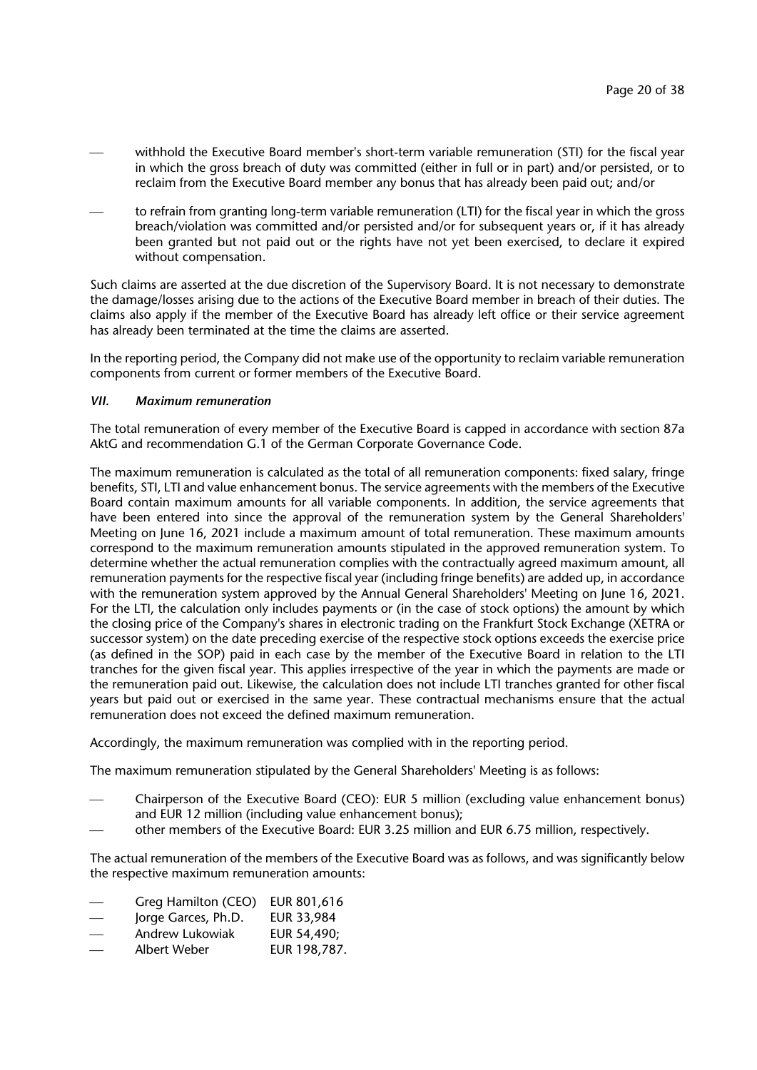- withhold the Executive Board member's short-term variable remuneration (STI) for the fiscal year in which the gross breach of duty was committed (either in full or in part) and/or persisted, or to reclaim from the Executive Board member any bonus that has already been paid out; and/or
- to refrain from granting long-term variable remuneration (LTI) for the fiscal year in which the gross breach/violation was committed and/or persisted and/or for subsequent years or, if it has already been granted but not paid out or the rights have not yet been exercised, to declare it expired without compensation.

Such claims are asserted at the due discretion of the Supervisory Board. It is not necessary to demonstrate the damage/losses arising due to the actions of the Executive Board member in breach of their duties. The claims also apply if the member of the Executive Board has already left office or their service agreement has already been terminated at the time the claims are asserted.

In the reporting period, the Company did not make use of the opportunity to reclaim variable remuneration components from current or former members of the Executive Board.

### *VII. Maximum remuneration*

The total remuneration of every member of the Executive Board is capped in accordance with section 87a AktG and recommendation G.1 of the German Corporate Governance Code.

The maximum remuneration is calculated as the total of all remuneration components: fixed salary, fringe benefits, STI, LTI and value enhancement bonus. The service agreements with the members of the Executive Board contain maximum amounts for all variable components. In addition, the service agreements that have been entered into since the approval of the remuneration system by the General Shareholders' Meeting on June 16, 2021 include a maximum amount of total remuneration. These maximum amounts correspond to the maximum remuneration amounts stipulated in the approved remuneration system. To determine whether the actual remuneration complies with the contractually agreed maximum amount, all remuneration payments for the respective fiscal year (including fringe benefits) are added up, in accordance with the remuneration system approved by the Annual General Shareholders' Meeting on June 16, 2021. For the LTI, the calculation only includes payments or (in the case of stock options) the amount by which the closing price of the Company's shares in electronic trading on the Frankfurt Stock Exchange (XETRA or successor system) on the date preceding exercise of the respective stock options exceeds the exercise price (as defined in the SOP) paid in each case by the member of the Executive Board in relation to the LTI tranches for the given fiscal year. This applies irrespective of the year in which the payments are made or the remuneration paid out. Likewise, the calculation does not include LTI tranches granted for other fiscal years but paid out or exercised in the same year. These contractual mechanisms ensure that the actual remuneration does not exceed the defined maximum remuneration.

Accordingly, the maximum remuneration was complied with in the reporting period.

The maximum remuneration stipulated by the General Shareholders' Meeting is as follows:

- Chairperson of the Executive Board (CEO): EUR 5 million (excluding value enhancement bonus) and EUR 12 million (including value enhancement bonus);
- other members of the Executive Board: EUR 3.25 million and EUR 6.75 million, respectively.

The actual remuneration of the members of the Executive Board was as follows, and was significantly below the respective maximum remuneration amounts:

- Greg Hamilton (CEO) EUR 801,616
- Jorge Garces, Ph.D. EUR 33,984
- Andrew Lukowiak EUR 54,490;
- Albert Weber EUR 198,787.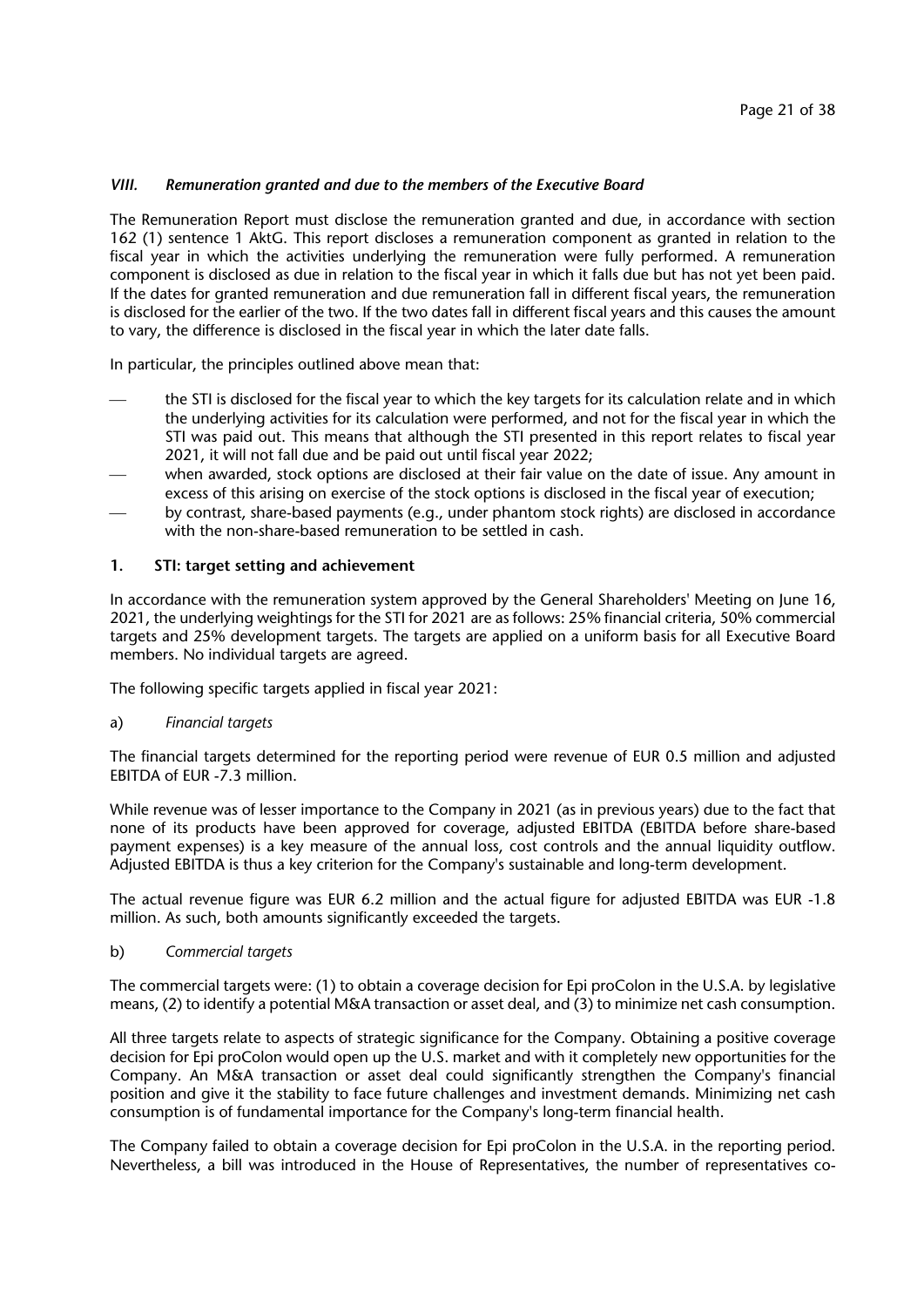### *VIII. Remuneration granted and due to the members of the Executive Board*

The Remuneration Report must disclose the remuneration granted and due, in accordance with section 162 (1) sentence 1 AktG. This report discloses a remuneration component as granted in relation to the fiscal year in which the activities underlying the remuneration were fully performed. A remuneration component is disclosed as due in relation to the fiscal year in which it falls due but has not yet been paid. If the dates for granted remuneration and due remuneration fall in different fiscal years, the remuneration is disclosed for the earlier of the two. If the two dates fall in different fiscal years and this causes the amount to vary, the difference is disclosed in the fiscal year in which the later date falls.

In particular, the principles outlined above mean that:

- the STI is disclosed for the fiscal year to which the key targets for its calculation relate and in which the underlying activities for its calculation were performed, and not for the fiscal year in which the STI was paid out. This means that although the STI presented in this report relates to fiscal year 2021, it will not fall due and be paid out until fiscal year 2022;
- when awarded, stock options are disclosed at their fair value on the date of issue. Any amount in excess of this arising on exercise of the stock options is disclosed in the fiscal year of execution;
- by contrast, share-based payments (e.g., under phantom stock rights) are disclosed in accordance with the non-share-based remuneration to be settled in cash.

#### 1. STI: target setting and achievement

In accordance with the remuneration system approved by the General Shareholders' Meeting on June 16, 2021, the underlying weightings for the STI for 2021 are as follows: 25% financial criteria, 50% commercial targets and 25% development targets. The targets are applied on a uniform basis for all Executive Board members. No individual targets are agreed.

The following specific targets applied in fiscal year 2021:

a) *Financial targets*

The financial targets determined for the reporting period were revenue of EUR 0.5 million and adjusted EBITDA of EUR -7.3 million.

While revenue was of lesser importance to the Company in 2021 (as in previous years) due to the fact that none of its products have been approved for coverage, adjusted EBITDA (EBITDA before share-based payment expenses) is a key measure of the annual loss, cost controls and the annual liquidity outflow. Adjusted EBITDA is thus a key criterion for the Company's sustainable and long-term development.

The actual revenue figure was EUR 6.2 million and the actual figure for adjusted EBITDA was EUR -1.8 million. As such, both amounts significantly exceeded the targets.

b) *Commercial targets*

The commercial targets were: (1) to obtain a coverage decision for Epi proColon in the U.S.A. by legislative means, (2) to identify a potential M&A transaction or asset deal, and (3) to minimize net cash consumption.

All three targets relate to aspects of strategic significance for the Company. Obtaining a positive coverage decision for Epi proColon would open up the U.S. market and with it completely new opportunities for the Company. An M&A transaction or asset deal could significantly strengthen the Company's financial position and give it the stability to face future challenges and investment demands. Minimizing net cash consumption is of fundamental importance for the Company's long-term financial health.

The Company failed to obtain a coverage decision for Epi proColon in the U.S.A. in the reporting period. Nevertheless, a bill was introduced in the House of Representatives, the number of representatives co-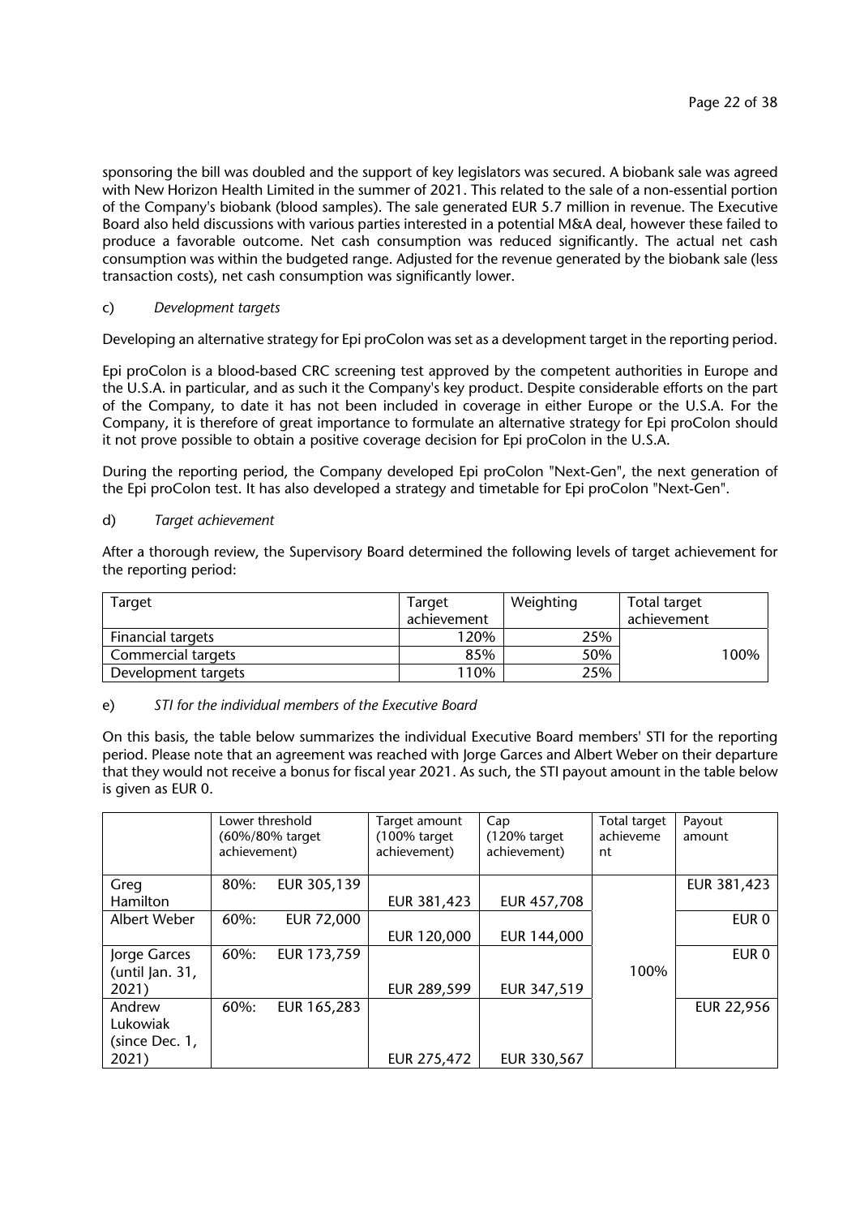sponsoring the bill was doubled and the support of key legislators was secured. A biobank sale was agreed with New Horizon Health Limited in the summer of 2021. This related to the sale of a non-essential portion of the Company's biobank (blood samples). The sale generated EUR 5.7 million in revenue. The Executive Board also held discussions with various parties interested in a potential M&A deal, however these failed to produce a favorable outcome. Net cash consumption was reduced significantly. The actual net cash consumption was within the budgeted range. Adjusted for the revenue generated by the biobank sale (less transaction costs), net cash consumption was significantly lower.

c) *Development targets*

Developing an alternative strategy for Epi proColon was set as a development target in the reporting period.

Epi proColon is a blood-based CRC screening test approved by the competent authorities in Europe and the U.S.A. in particular, and as such it the Company's key product. Despite considerable efforts on the part of the Company, to date it has not been included in coverage in either Europe or the U.S.A. For the Company, it is therefore of great importance to formulate an alternative strategy for Epi proColon should it not prove possible to obtain a positive coverage decision for Epi proColon in the U.S.A.

During the reporting period, the Company developed Epi proColon "Next-Gen", the next generation of the Epi proColon test. It has also developed a strategy and timetable for Epi proColon "Next-Gen".

d) *Target achievement*

After a thorough review, the Supervisory Board determined the following levels of target achievement for the reporting period:

| Target | Target achievement | Weighting | Total target achievement |
|---|---|---|---|
| Financial targets | 120% | 25% | |
| Commercial targets | 85% | 50% | 100% |
| Development targets | 110% | 25% | |

e) *STI for the individual members of the Executive Board*

On this basis, the table below summarizes the individual Executive Board members' STI for the reporting period. Please note that an agreement was reached with Jorge Garces and Albert Weber on their departure that they would not receive a bonus for fiscal year 2021. As such, the STI payout amount in the table below is given as EUR 0.

| | Lower threshold (60%/80% target achievement) | | Target amount (100% target achievement) | Cap (120% target achievement) | Total target achievement | Payout amount |
|---|---|---|---|---|---|---|
| Greg Hamilton | 80%: | EUR 305,139 | EUR 381,423 | EUR 457,708 | | EUR 381,423 |
| Albert Weber | 60%: | EUR 72,000 | EUR 120,000 | EUR 144,000 | | EUR 0 |
| Jorge Garces (until Jan. 31, 2021) | 60%: | EUR 173,759 | EUR 289,599 | EUR 347,519 | 100% | EUR 0 |
| Andrew Lukowiak (since Dec. 1, 2021) | 60%: | EUR 165,283 | EUR 275,472 | EUR 330,567 | | EUR 22,956 |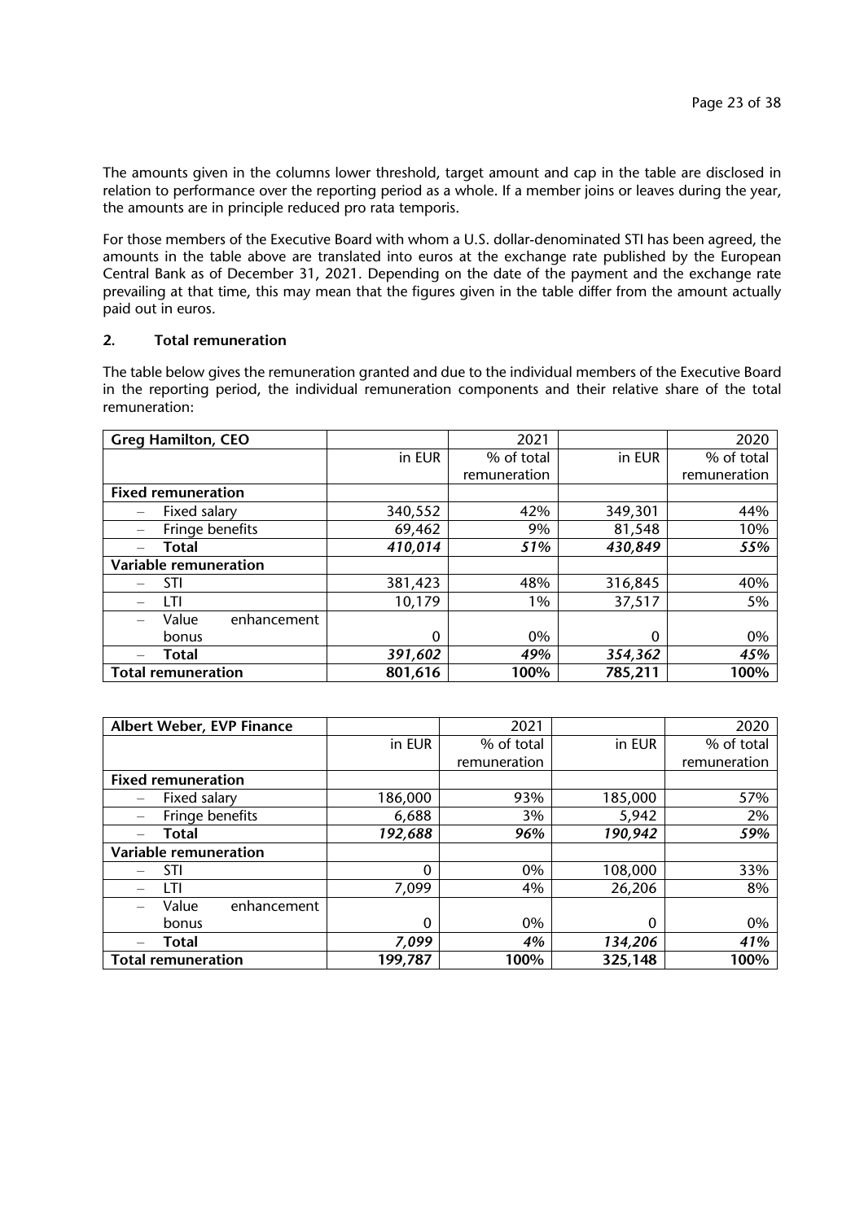The amounts given in the columns lower threshold, target amount and cap in the table are disclosed in relation to performance over the reporting period as a whole. If a member joins or leaves during the year, the amounts are in principle reduced pro rata temporis.

For those members of the Executive Board with whom a U.S. dollar-denominated STI has been agreed, the amounts in the table above are translated into euros at the exchange rate published by the European Central Bank as of December 31, 2021. Depending on the date of the payment and the exchange rate prevailing at that time, this may mean that the figures given in the table differ from the amount actually paid out in euros.

## 2. Total remuneration

The table below gives the remuneration granted and due to the individual members of the Executive Board in the reporting period, the individual remuneration components and their relative share of the total remuneration:

| **Greg Hamilton, CEO** | | 2021 | | 2020 |
|---|---|---|---|---|
| | in EUR | % of total remuneration | in EUR | % of total remuneration |
| **Fixed remuneration** | | | | |
| – Fixed salary | 340,552 | 42% | 349,301 | 44% |
| – Fringe benefits | 69,462 | 9% | 81,548 | 10% |
| – **Total** | ***410,014*** | ***51%*** | ***430,849*** | ***55%*** |
| **Variable remuneration** | | | | |
| – STI | 381,423 | 48% | 316,845 | 40% |
| – LTI | 10,179 | 1% | 37,517 | 5% |
| – Value enhancement bonus | 0 | 0% | 0 | 0% |
| – **Total** | ***391,602*** | ***49%*** | ***354,362*** | ***45%*** |
| **Total remuneration** | **801,616** | **100%** | **785,211** | **100%** |

| **Albert Weber, EVP Finance** | | 2021 | | 2020 |
|---|---|---|---|---|
| | in EUR | % of total remuneration | in EUR | % of total remuneration |
| **Fixed remuneration** | | | | |
| – Fixed salary | 186,000 | 93% | 185,000 | 57% |
| – Fringe benefits | 6,688 | 3% | 5,942 | 2% |
| – **Total** | ***192,688*** | ***96%*** | ***190,942*** | ***59%*** |
| **Variable remuneration** | | | | |
| – STI | 0 | 0% | 108,000 | 33% |
| – LTI | 7,099 | 4% | 26,206 | 8% |
| – Value enhancement bonus | 0 | 0% | 0 | 0% |
| – **Total** | ***7,099*** | ***4%*** | ***134,206*** | ***41%*** |
| **Total remuneration** | **199,787** | **100%** | **325,148** | **100%** |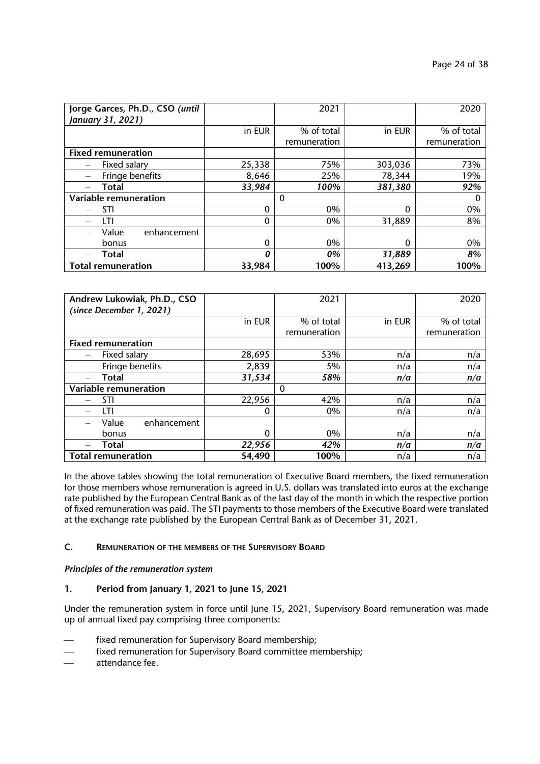| Jorge Garces, Ph.D., CSO *(until January 31, 2021)* | | 2021 | | 2020 |
|---|---|---|---|---|
| | in EUR | % of total remuneration | in EUR | % of total remuneration |
| **Fixed remuneration** | | | | |
| – Fixed salary | 25,338 | 75% | 303,036 | 73% |
| – Fringe benefits | 8,646 | 25% | 78,344 | 19% |
| – **Total** | ***33,984*** | ***100%*** | ***381,380*** | ***92%*** |
| **Variable remuneration** | | 0 | | 0 |
| – STI | 0 | 0% | 0 | 0% |
| – LTI | 0 | 0% | 31,889 | 8% |
| – Value enhancement bonus | 0 | 0% | 0 | 0% |
| – **Total** | ***0*** | ***0%*** | ***31,889*** | ***8%*** |
| **Total remuneration** | **33,984** | **100%** | **413,269** | **100%** |

| Andrew Lukowiak, Ph.D., CSO *(since December 1, 2021)* | | 2021 | | 2020 |
|---|---|---|---|---|
| | in EUR | % of total remuneration | in EUR | % of total remuneration |
| **Fixed remuneration** | | | | |
| – Fixed salary | 28,695 | 53% | n/a | n/a |
| – Fringe benefits | 2,839 | 5% | n/a | n/a |
| – **Total** | ***31,534*** | ***58%*** | ***n/a*** | ***n/a*** |
| **Variable remuneration** | | 0 | | |
| – STI | 22,956 | 42% | n/a | n/a |
| – LTI | 0 | 0% | n/a | n/a |
| – Value enhancement bonus | 0 | 0% | n/a | n/a |
| – **Total** | ***22,956*** | ***42%*** | ***n/a*** | ***n/a*** |
| **Total remuneration** | **54,490** | **100%** | n/a | n/a |

In the above tables showing the total remuneration of Executive Board members, the fixed remuneration for those members whose remuneration is agreed in U.S. dollars was translated into euros at the exchange rate published by the European Central Bank as of the last day of the month in which the respective portion of fixed remuneration was paid. The STI payments to those members of the Executive Board were translated at the exchange rate published by the European Central Bank as of December 31, 2021.

## C. Remuneration of the members of the Supervisory Board

***Principles of the remuneration system***

### 1. Period from January 1, 2021 to June 15, 2021

Under the remuneration system in force until June 15, 2021, Supervisory Board remuneration was made up of annual fixed pay comprising three components:

- fixed remuneration for Supervisory Board membership;
- fixed remuneration for Supervisory Board committee membership;
- attendance fee.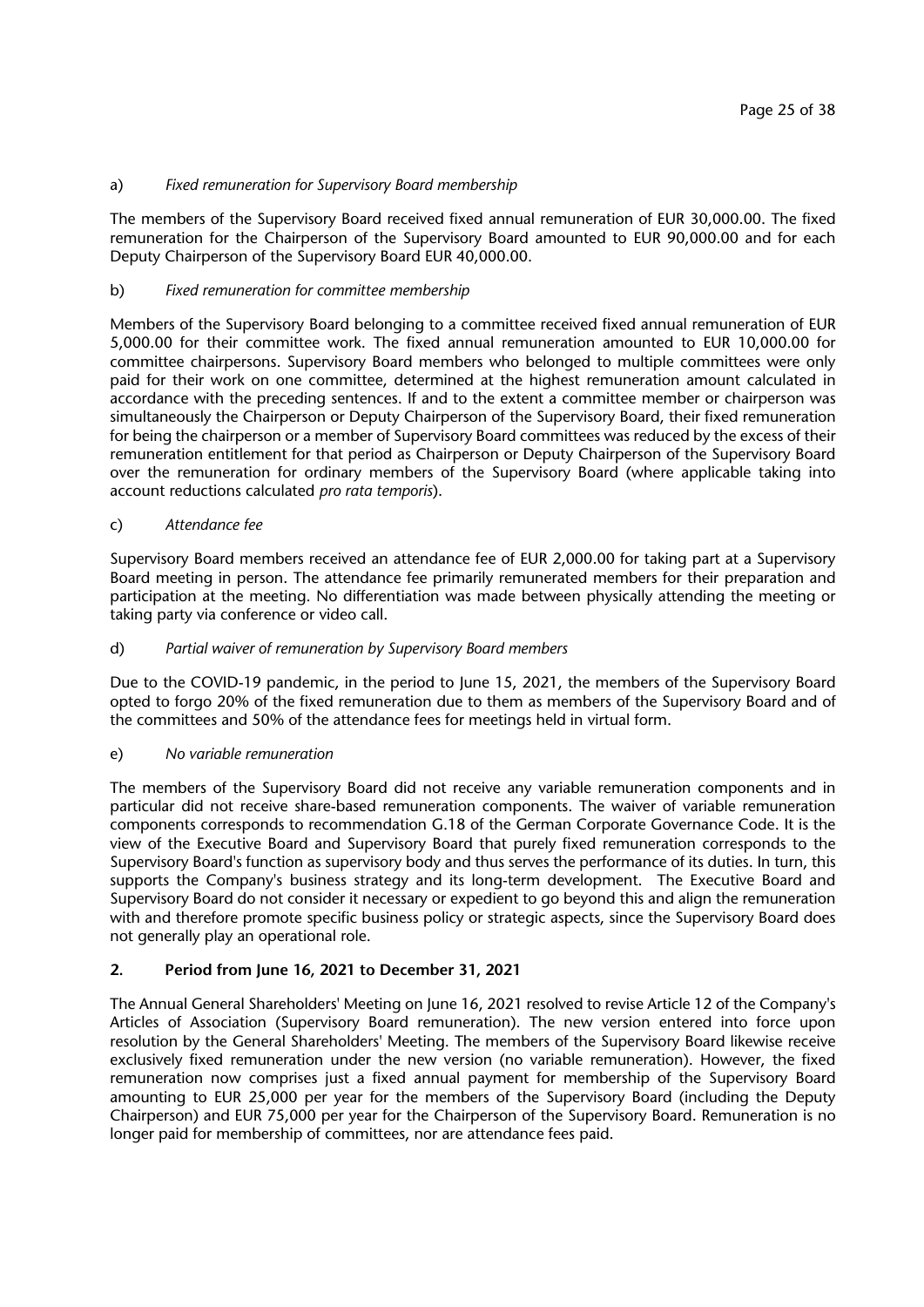a) *Fixed remuneration for Supervisory Board membership*

The members of the Supervisory Board received fixed annual remuneration of EUR 30,000.00. The fixed remuneration for the Chairperson of the Supervisory Board amounted to EUR 90,000.00 and for each Deputy Chairperson of the Supervisory Board EUR 40,000.00.

b) *Fixed remuneration for committee membership*

Members of the Supervisory Board belonging to a committee received fixed annual remuneration of EUR 5,000.00 for their committee work. The fixed annual remuneration amounted to EUR 10,000.00 for committee chairpersons. Supervisory Board members who belonged to multiple committees were only paid for their work on one committee, determined at the highest remuneration amount calculated in accordance with the preceding sentences. If and to the extent a committee member or chairperson was simultaneously the Chairperson or Deputy Chairperson of the Supervisory Board, their fixed remuneration for being the chairperson or a member of Supervisory Board committees was reduced by the excess of their remuneration entitlement for that period as Chairperson or Deputy Chairperson of the Supervisory Board over the remuneration for ordinary members of the Supervisory Board (where applicable taking into account reductions calculated *pro rata temporis*).

c) *Attendance fee*

Supervisory Board members received an attendance fee of EUR 2,000.00 for taking part at a Supervisory Board meeting in person. The attendance fee primarily remunerated members for their preparation and participation at the meeting. No differentiation was made between physically attending the meeting or taking party via conference or video call.

d) *Partial waiver of remuneration by Supervisory Board members*

Due to the COVID-19 pandemic, in the period to June 15, 2021, the members of the Supervisory Board opted to forgo 20% of the fixed remuneration due to them as members of the Supervisory Board and of the committees and 50% of the attendance fees for meetings held in virtual form.

e) *No variable remuneration*

The members of the Supervisory Board did not receive any variable remuneration components and in particular did not receive share-based remuneration components. The waiver of variable remuneration components corresponds to recommendation G.18 of the German Corporate Governance Code. It is the view of the Executive Board and Supervisory Board that purely fixed remuneration corresponds to the Supervisory Board's function as supervisory body and thus serves the performance of its duties. In turn, this supports the Company's business strategy and its long-term development. The Executive Board and Supervisory Board do not consider it necessary or expedient to go beyond this and align the remuneration with and therefore promote specific business policy or strategic aspects, since the Supervisory Board does not generally play an operational role.

## 2. Period from June 16, 2021 to December 31, 2021

The Annual General Shareholders' Meeting on June 16, 2021 resolved to revise Article 12 of the Company's Articles of Association (Supervisory Board remuneration). The new version entered into force upon resolution by the General Shareholders' Meeting. The members of the Supervisory Board likewise receive exclusively fixed remuneration under the new version (no variable remuneration). However, the fixed remuneration now comprises just a fixed annual payment for membership of the Supervisory Board amounting to EUR 25,000 per year for the members of the Supervisory Board (including the Deputy Chairperson) and EUR 75,000 per year for the Chairperson of the Supervisory Board. Remuneration is no longer paid for membership of committees, nor are attendance fees paid.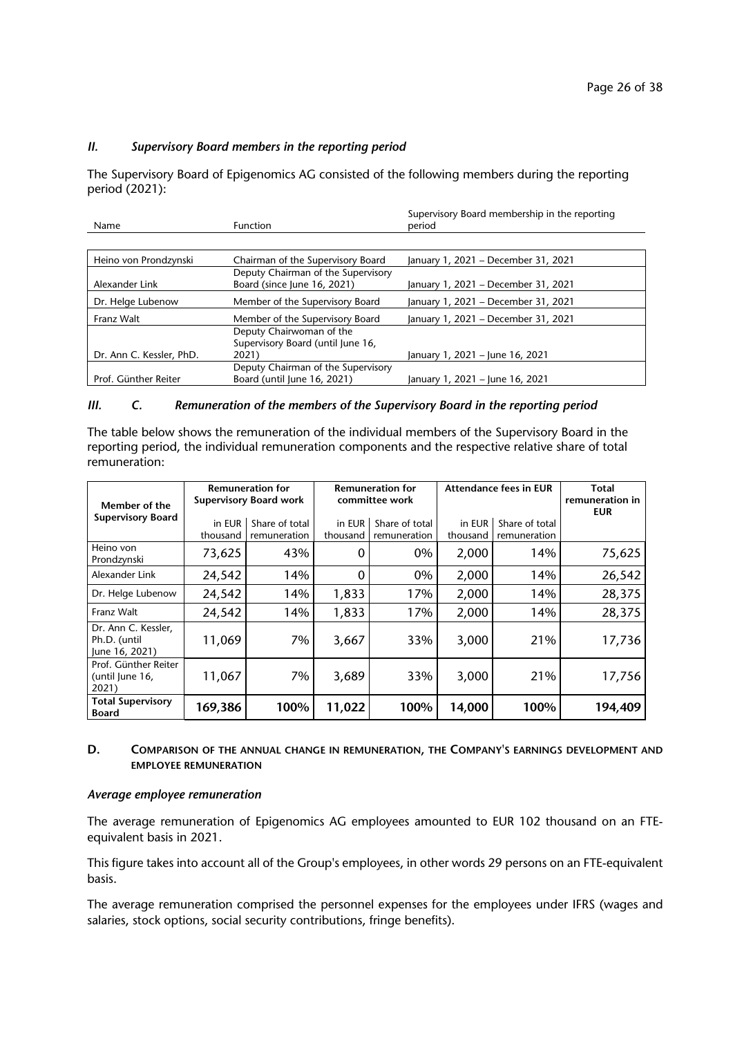### *II. Supervisory Board members in the reporting period*

The Supervisory Board of Epigenomics AG consisted of the following members during the reporting period (2021):

| Name | Function | Supervisory Board membership in the reporting period |
|---|---|---|
| Heino von Prondzynski | Chairman of the Supervisory Board | January 1, 2021 – December 31, 2021 |
| Alexander Link | Deputy Chairman of the Supervisory Board (since June 16, 2021) | January 1, 2021 – December 31, 2021 |
| Dr. Helge Lubenow | Member of the Supervisory Board | January 1, 2021 – December 31, 2021 |
| Franz Walt | Member of the Supervisory Board | January 1, 2021 – December 31, 2021 |
| Dr. Ann C. Kessler, PhD. | Deputy Chairwoman of the Supervisory Board (until June 16, 2021) | January 1, 2021 – June 16, 2021 |
| Prof. Günther Reiter | Deputy Chairman of the Supervisory Board (until June 16, 2021) | January 1, 2021 – June 16, 2021 |

### *III. C. Remuneration of the members of the Supervisory Board in the reporting period*

The table below shows the remuneration of the individual members of the Supervisory Board in the reporting period, the individual remuneration components and the respective relative share of total remuneration:

| Member of the Supervisory Board | Remuneration for Supervisory Board work | | Remuneration for committee work | | Attendance fees in EUR | | Total remuneration in EUR |
|---|---|---|---|---|---|---|---|
| | in EUR thousand | Share of total remuneration | in EUR thousand | Share of total remuneration | in EUR thousand | Share of total remuneration | |
| Heino von Prondzynski | 73,625 | 43% | 0 | 0% | 2,000 | 14% | 75,625 |
| Alexander Link | 24,542 | 14% | 0 | 0% | 2,000 | 14% | 26,542 |
| Dr. Helge Lubenow | 24,542 | 14% | 1,833 | 17% | 2,000 | 14% | 28,375 |
| Franz Walt | 24,542 | 14% | 1,833 | 17% | 2,000 | 14% | 28,375 |
| Dr. Ann C. Kessler, Ph.D. (until June 16, 2021) | 11,069 | 7% | 3,667 | 33% | 3,000 | 21% | 17,736 |
| Prof. Günther Reiter (until June 16, 2021) | 11,067 | 7% | 3,689 | 33% | 3,000 | 21% | 17,756 |
| **Total Supervisory Board** | **169,386** | **100%** | **11,022** | **100%** | **14,000** | **100%** | **194,409** |

### D. COMPARISON OF THE ANNUAL CHANGE IN REMUNERATION, THE COMPANY'S EARNINGS DEVELOPMENT AND EMPLOYEE REMUNERATION

***Average employee remuneration***

The average remuneration of Epigenomics AG employees amounted to EUR 102 thousand on an FTE-equivalent basis in 2021.

This figure takes into account all of the Group's employees, in other words 29 persons on an FTE-equivalent basis.

The average remuneration comprised the personnel expenses for the employees under IFRS (wages and salaries, stock options, social security contributions, fringe benefits).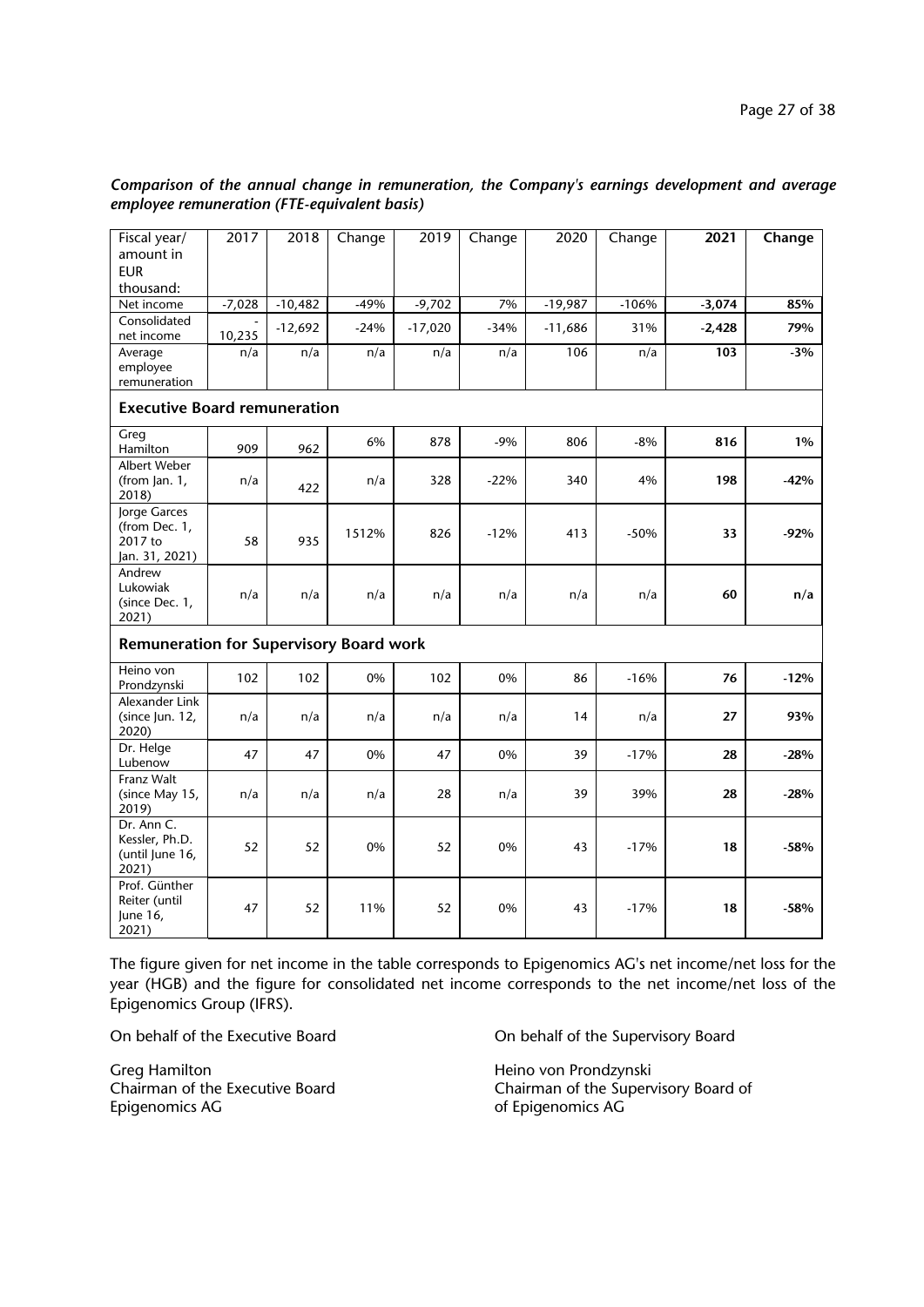*Comparison of the annual change in remuneration, the Company's earnings development and average employee remuneration (FTE-equivalent basis)*

| Fiscal year/ amount in EUR thousand: | 2017 | 2018 | Change | 2019 | Change | 2020 | Change | **2021** | **Change** |
|---|---|---|---|---|---|---|---|---|---|
| Net income | -7,028 | -10,482 | -49% | -9,702 | 7% | -19,987 | -106% | **-3,074** | **85%** |
| Consolidated net income | -10,235 | -12,692 | -24% | -17,020 | -34% | -11,686 | 31% | **-2,428** | **79%** |
| Average employee remuneration | n/a | n/a | n/a | n/a | n/a | 106 | n/a | **103** | **-3%** |
| **Executive Board remuneration** | | | | | | | | | |
| Greg Hamilton | 909 | 962 | 6% | 878 | -9% | 806 | -8% | **816** | **1%** |
| Albert Weber (from Jan. 1, 2018) | n/a | 422 | n/a | 328 | -22% | 340 | 4% | **198** | **-42%** |
| Jorge Garces (from Dec. 1, 2017 to Jan. 31, 2021) | 58 | 935 | 1512% | 826 | -12% | 413 | -50% | **33** | **-92%** |
| Andrew Lukowiak (since Dec. 1, 2021) | n/a | n/a | n/a | n/a | n/a | n/a | n/a | **60** | **n/a** |
| **Remuneration for Supervisory Board work** | | | | | | | | | |
| Heino von Prondzynski | 102 | 102 | 0% | 102 | 0% | 86 | -16% | **76** | **-12%** |
| Alexander Link (since Jun. 12, 2020) | n/a | n/a | n/a | n/a | n/a | 14 | n/a | **27** | **93%** |
| Dr. Helge Lubenow | 47 | 47 | 0% | 47 | 0% | 39 | -17% | **28** | **-28%** |
| Franz Walt (since May 15, 2019) | n/a | n/a | n/a | 28 | n/a | 39 | 39% | **28** | **-28%** |
| Dr. Ann C. Kessler, Ph.D. (until June 16, 2021) | 52 | 52 | 0% | 52 | 0% | 43 | -17% | **18** | **-58%** |
| Prof. Günther Reiter (until June 16, 2021) | 47 | 52 | 11% | 52 | 0% | 43 | -17% | **18** | **-58%** |

The figure given for net income in the table corresponds to Epigenomics AG's net income/net loss for the year (HGB) and the figure for consolidated net income corresponds to the net income/net loss of the Epigenomics Group (IFRS).

On behalf of the Executive Board

Greg Hamilton
Chairman of the Executive Board
Epigenomics AG

On behalf of the Supervisory Board

Heino von Prondzynski
Chairman of the Supervisory Board of
of Epigenomics AG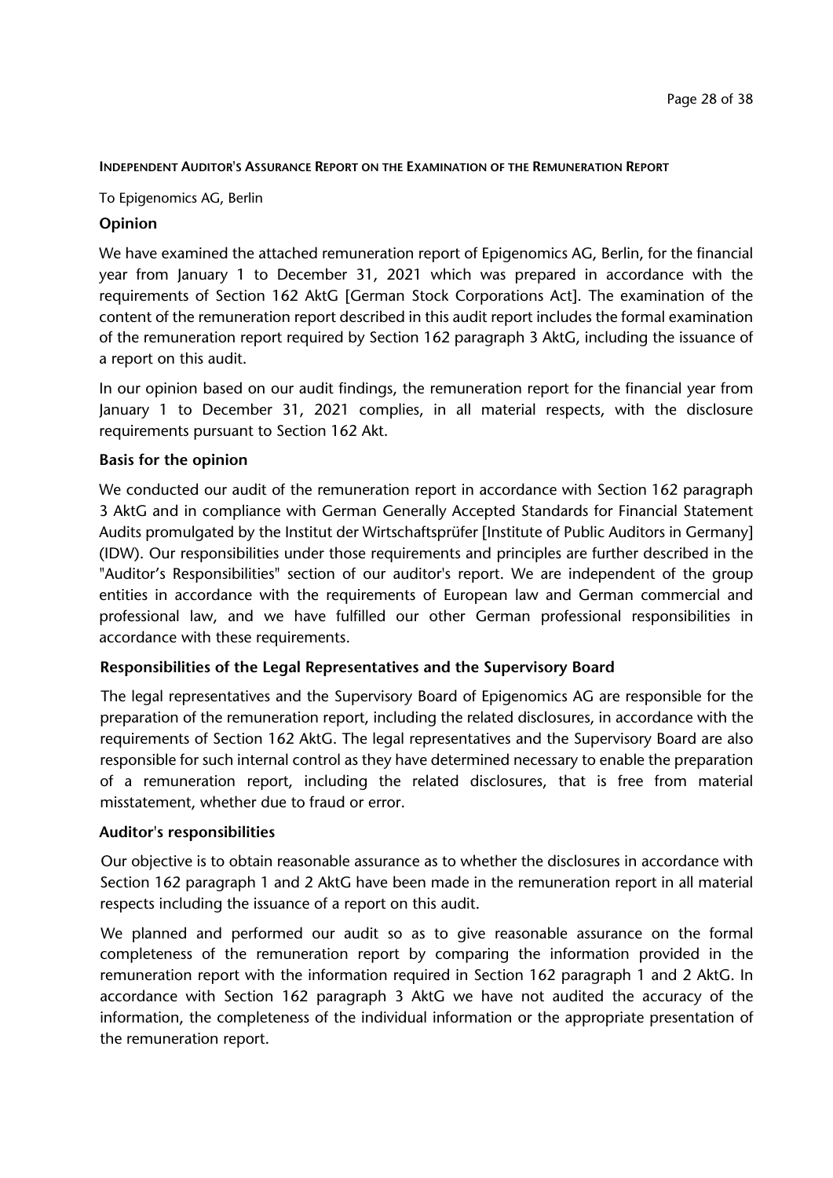## INDEPENDENT AUDITOR'S ASSURANCE REPORT ON THE EXAMINATION OF THE REMUNERATION REPORT

To Epigenomics AG, Berlin

### Opinion

We have examined the attached remuneration report of Epigenomics AG, Berlin, for the financial year from January 1 to December 31, 2021 which was prepared in accordance with the requirements of Section 162 AktG [German Stock Corporations Act]. The examination of the content of the remuneration report described in this audit report includes the formal examination of the remuneration report required by Section 162 paragraph 3 AktG, including the issuance of a report on this audit.

In our opinion based on our audit findings, the remuneration report for the financial year from January 1 to December 31, 2021 complies, in all material respects, with the disclosure requirements pursuant to Section 162 Akt.

### Basis for the opinion

We conducted our audit of the remuneration report in accordance with Section 162 paragraph 3 AktG and in compliance with German Generally Accepted Standards for Financial Statement Audits promulgated by the Institut der Wirtschaftsprüfer [Institute of Public Auditors in Germany] (IDW). Our responsibilities under those requirements and principles are further described in the "Auditor's Responsibilities" section of our auditor's report. We are independent of the group entities in accordance with the requirements of European law and German commercial and professional law, and we have fulfilled our other German professional responsibilities in accordance with these requirements.

### Responsibilities of the Legal Representatives and the Supervisory Board

The legal representatives and the Supervisory Board of Epigenomics AG are responsible for the preparation of the remuneration report, including the related disclosures, in accordance with the requirements of Section 162 AktG. The legal representatives and the Supervisory Board are also responsible for such internal control as they have determined necessary to enable the preparation of a remuneration report, including the related disclosures, that is free from material misstatement, whether due to fraud or error.

### Auditor's responsibilities

Our objective is to obtain reasonable assurance as to whether the disclosures in accordance with Section 162 paragraph 1 and 2 AktG have been made in the remuneration report in all material respects including the issuance of a report on this audit.

We planned and performed our audit so as to give reasonable assurance on the formal completeness of the remuneration report by comparing the information provided in the remuneration report with the information required in Section 162 paragraph 1 and 2 AktG. In accordance with Section 162 paragraph 3 AktG we have not audited the accuracy of the information, the completeness of the individual information or the appropriate presentation of the remuneration report.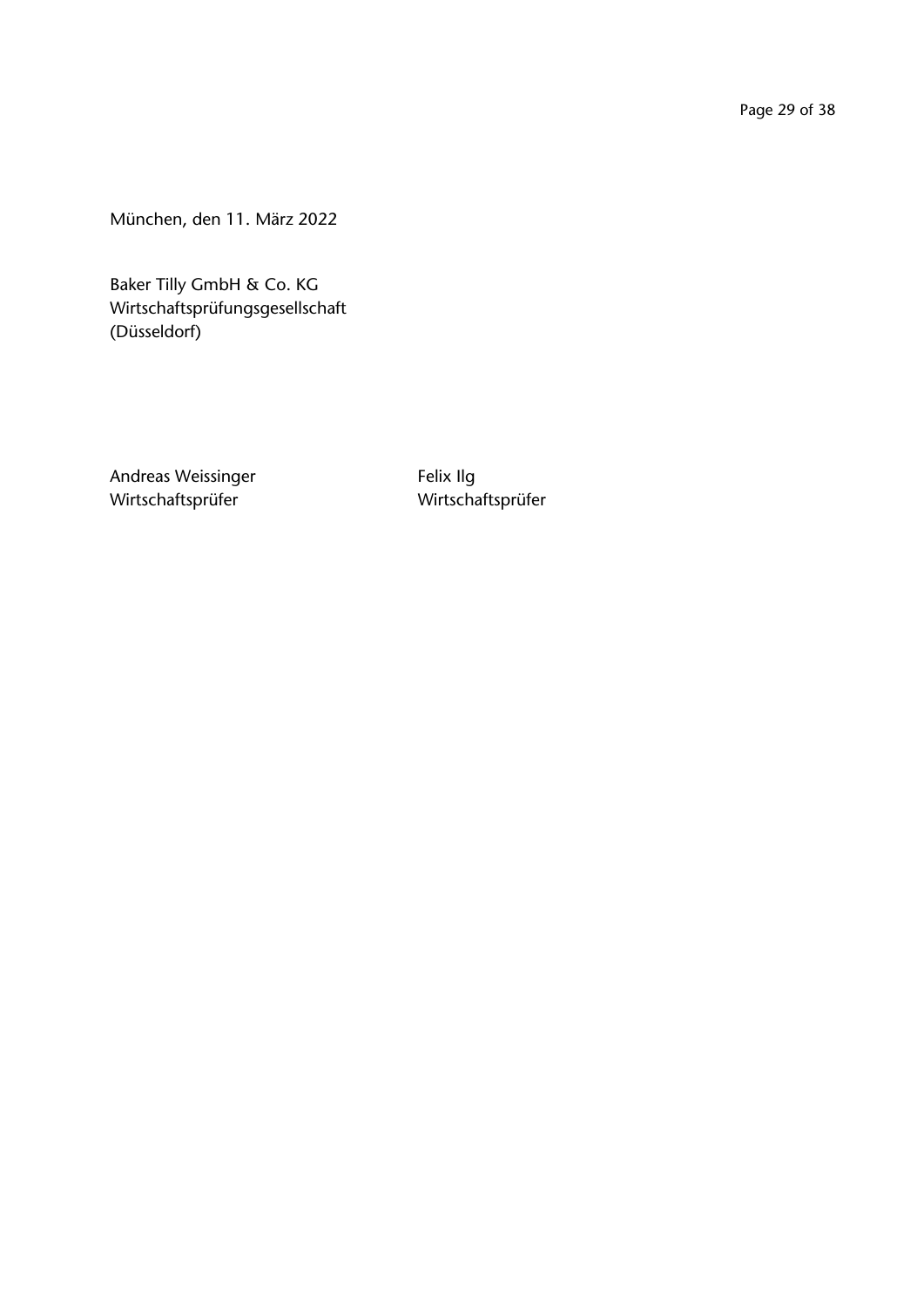München, den 11. März 2022

Baker Tilly GmbH & Co. KG
Wirtschaftsprüfungsgesellschaft
(Düsseldorf)

Andreas Weissinger
Wirtschaftsprüfer

Felix Ilg
Wirtschaftsprüfer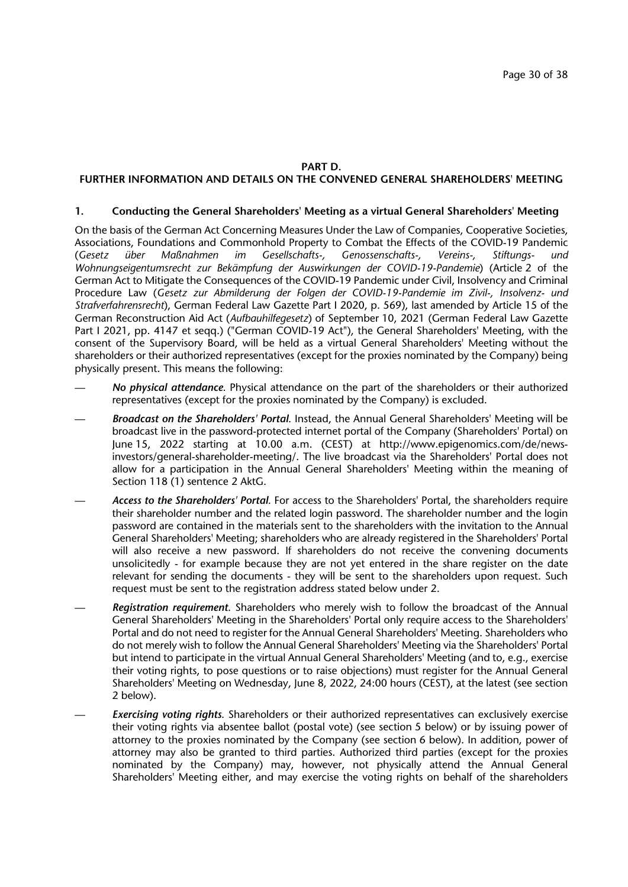## PART D.
## FURTHER INFORMATION AND DETAILS ON THE CONVENED GENERAL SHAREHOLDERS' MEETING

### 1. Conducting the General Shareholders' Meeting as a virtual General Shareholders' Meeting

On the basis of the German Act Concerning Measures Under the Law of Companies, Cooperative Societies, Associations, Foundations and Commonhold Property to Combat the Effects of the COVID-19 Pandemic (*Gesetz über Maßnahmen im Gesellschafts-, Genossenschafts-, Vereins-, Stiftungs- und Wohnungseigentumsrecht zur Bekämpfung der Auswirkungen der COVID-19-Pandemie*) (Article 2 of the German Act to Mitigate the Consequences of the COVID-19 Pandemic under Civil, Insolvency and Criminal Procedure Law (*Gesetz zur Abmilderung der Folgen der COVID-19-Pandemie im Zivil-, Insolvenz- und Strafverfahrensrecht*), German Federal Law Gazette Part I 2020, p. 569), last amended by Article 15 of the German Reconstruction Aid Act (*Aufbauhilfegesetz*) of September 10, 2021 (German Federal Law Gazette Part I 2021, pp. 4147 et seqq.) ("German COVID-19 Act"), the General Shareholders' Meeting, with the consent of the Supervisory Board, will be held as a virtual General Shareholders' Meeting without the shareholders or their authorized representatives (except for the proxies nominated by the Company) being physically present. This means the following:

- ***No physical attendance.*** Physical attendance on the part of the shareholders or their authorized representatives (except for the proxies nominated by the Company) is excluded.
- ***Broadcast on the Shareholders' Portal.*** Instead, the Annual General Shareholders' Meeting will be broadcast live in the password-protected internet portal of the Company (Shareholders' Portal) on June 15, 2022 starting at 10.00 a.m. (CEST) at http://www.epigenomics.com/de/news-investors/general-shareholder-meeting/. The live broadcast via the Shareholders' Portal does not allow for a participation in the Annual General Shareholders' Meeting within the meaning of Section 118 (1) sentence 2 AktG.
- ***Access to the Shareholders' Portal.*** For access to the Shareholders' Portal, the shareholders require their shareholder number and the related login password. The shareholder number and the login password are contained in the materials sent to the shareholders with the invitation to the Annual General Shareholders' Meeting; shareholders who are already registered in the Shareholders' Portal will also receive a new password. If shareholders do not receive the convening documents unsolicitedly - for example because they are not yet entered in the share register on the date relevant for sending the documents - they will be sent to the shareholders upon request. Such request must be sent to the registration address stated below under 2.
- ***Registration requirement.*** Shareholders who merely wish to follow the broadcast of the Annual General Shareholders' Meeting in the Shareholders' Portal only require access to the Shareholders' Portal and do not need to register for the Annual General Shareholders' Meeting. Shareholders who do not merely wish to follow the Annual General Shareholders' Meeting via the Shareholders' Portal but intend to participate in the virtual Annual General Shareholders' Meeting (and to, e.g., exercise their voting rights, to pose questions or to raise objections) must register for the Annual General Shareholders' Meeting on Wednesday, June 8, 2022, 24:00 hours (CEST), at the latest (see section 2 below).
- ***Exercising voting rights.*** Shareholders or their authorized representatives can exclusively exercise their voting rights via absentee ballot (postal vote) (see section 5 below) or by issuing power of attorney to the proxies nominated by the Company (see section 6 below). In addition, power of attorney may also be granted to third parties. Authorized third parties (except for the proxies nominated by the Company) may, however, not physically attend the Annual General Shareholders' Meeting either, and may exercise the voting rights on behalf of the shareholders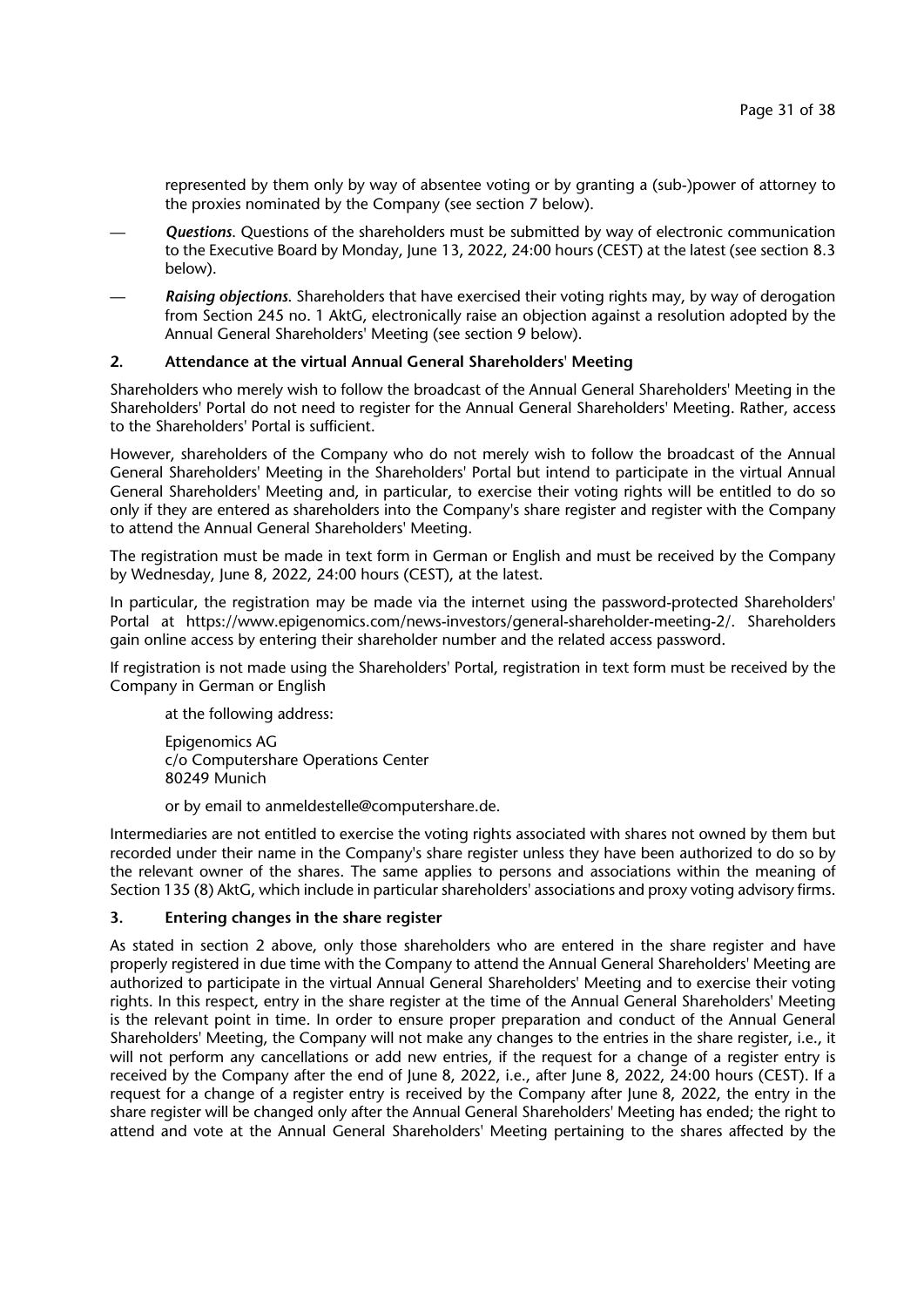represented by them only by way of absentee voting or by granting a (sub-)power of attorney to the proxies nominated by the Company (see section 7 below).

— ***Questions***. Questions of the shareholders must be submitted by way of electronic communication to the Executive Board by Monday, June 13, 2022, 24:00 hours (CEST) at the latest (see section 8.3 below).

— ***Raising objections***. Shareholders that have exercised their voting rights may, by way of derogation from Section 245 no. 1 AktG, electronically raise an objection against a resolution adopted by the Annual General Shareholders' Meeting (see section 9 below).

## 2. Attendance at the virtual Annual General Shareholders' Meeting

Shareholders who merely wish to follow the broadcast of the Annual General Shareholders' Meeting in the Shareholders' Portal do not need to register for the Annual General Shareholders' Meeting. Rather, access to the Shareholders' Portal is sufficient.

However, shareholders of the Company who do not merely wish to follow the broadcast of the Annual General Shareholders' Meeting in the Shareholders' Portal but intend to participate in the virtual Annual General Shareholders' Meeting and, in particular, to exercise their voting rights will be entitled to do so only if they are entered as shareholders into the Company's share register and register with the Company to attend the Annual General Shareholders' Meeting.

The registration must be made in text form in German or English and must be received by the Company by Wednesday, June 8, 2022, 24:00 hours (CEST), at the latest.

In particular, the registration may be made via the internet using the password-protected Shareholders' Portal at https://www.epigenomics.com/news-investors/general-shareholder-meeting-2/. Shareholders gain online access by entering their shareholder number and the related access password.

If registration is not made using the Shareholders' Portal, registration in text form must be received by the Company in German or English

at the following address:

Epigenomics AG
c/o Computershare Operations Center
80249 Munich

or by email to anmeldestelle@computershare.de.

Intermediaries are not entitled to exercise the voting rights associated with shares not owned by them but recorded under their name in the Company's share register unless they have been authorized to do so by the relevant owner of the shares. The same applies to persons and associations within the meaning of Section 135 (8) AktG, which include in particular shareholders' associations and proxy voting advisory firms.

## 3. Entering changes in the share register

As stated in section 2 above, only those shareholders who are entered in the share register and have properly registered in due time with the Company to attend the Annual General Shareholders' Meeting are authorized to participate in the virtual Annual General Shareholders' Meeting and to exercise their voting rights. In this respect, entry in the share register at the time of the Annual General Shareholders' Meeting is the relevant point in time. In order to ensure proper preparation and conduct of the Annual General Shareholders' Meeting, the Company will not make any changes to the entries in the share register, i.e., it will not perform any cancellations or add new entries, if the request for a change of a register entry is received by the Company after the end of June 8, 2022, i.e., after June 8, 2022, 24:00 hours (CEST). If a request for a change of a register entry is received by the Company after June 8, 2022, the entry in the share register will be changed only after the Annual General Shareholders' Meeting has ended; the right to attend and vote at the Annual General Shareholders' Meeting pertaining to the shares affected by the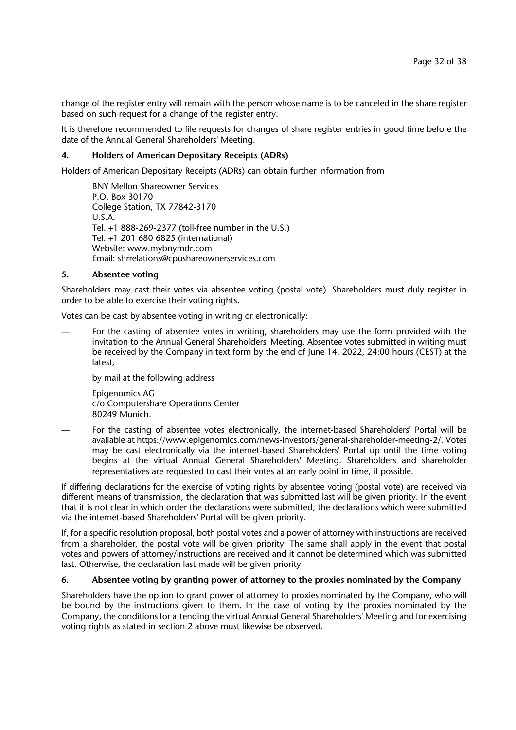change of the register entry will remain with the person whose name is to be canceled in the share register based on such request for a change of the register entry.

It is therefore recommended to file requests for changes of share register entries in good time before the date of the Annual General Shareholders' Meeting.

### 4. Holders of American Depositary Receipts (ADRs)

Holders of American Depositary Receipts (ADRs) can obtain further information from

BNY Mellon Shareowner Services
P.O. Box 30170
College Station, TX 77842-3170
U.S.A.
Tel. +1 888-269-2377 (toll-free number in the U.S.)
Tel. +1 201 680 6825 (international)
Website: www.mybnymdr.com
Email: shrrelations@cpushareownerservices.com

### 5. Absentee voting

Shareholders may cast their votes via absentee voting (postal vote). Shareholders must duly register in order to be able to exercise their voting rights.

Votes can be cast by absentee voting in writing or electronically:

— For the casting of absentee votes in writing, shareholders may use the form provided with the invitation to the Annual General Shareholders' Meeting. Absentee votes submitted in writing must be received by the Company in text form by the end of June 14, 2022, 24:00 hours (CEST) at the latest,

  by mail at the following address

  Epigenomics AG
  c/o Computershare Operations Center
  80249 Munich.

— For the casting of absentee votes electronically, the internet-based Shareholders' Portal will be available at https://www.epigenomics.com/news-investors/general-shareholder-meeting-2/. Votes may be cast electronically via the internet-based Shareholders' Portal up until the time voting begins at the virtual Annual General Shareholders' Meeting. Shareholders and shareholder representatives are requested to cast their votes at an early point in time, if possible.

If differing declarations for the exercise of voting rights by absentee voting (postal vote) are received via different means of transmission, the declaration that was submitted last will be given priority. In the event that it is not clear in which order the declarations were submitted, the declarations which were submitted via the internet-based Shareholders' Portal will be given priority.

If, for a specific resolution proposal, both postal votes and a power of attorney with instructions are received from a shareholder, the postal vote will be given priority. The same shall apply in the event that postal votes and powers of attorney/instructions are received and it cannot be determined which was submitted last. Otherwise, the declaration last made will be given priority.

### 6. Absentee voting by granting power of attorney to the proxies nominated by the Company

Shareholders have the option to grant power of attorney to proxies nominated by the Company, who will be bound by the instructions given to them. In the case of voting by the proxies nominated by the Company, the conditions for attending the virtual Annual General Shareholders' Meeting and for exercising voting rights as stated in section 2 above must likewise be observed.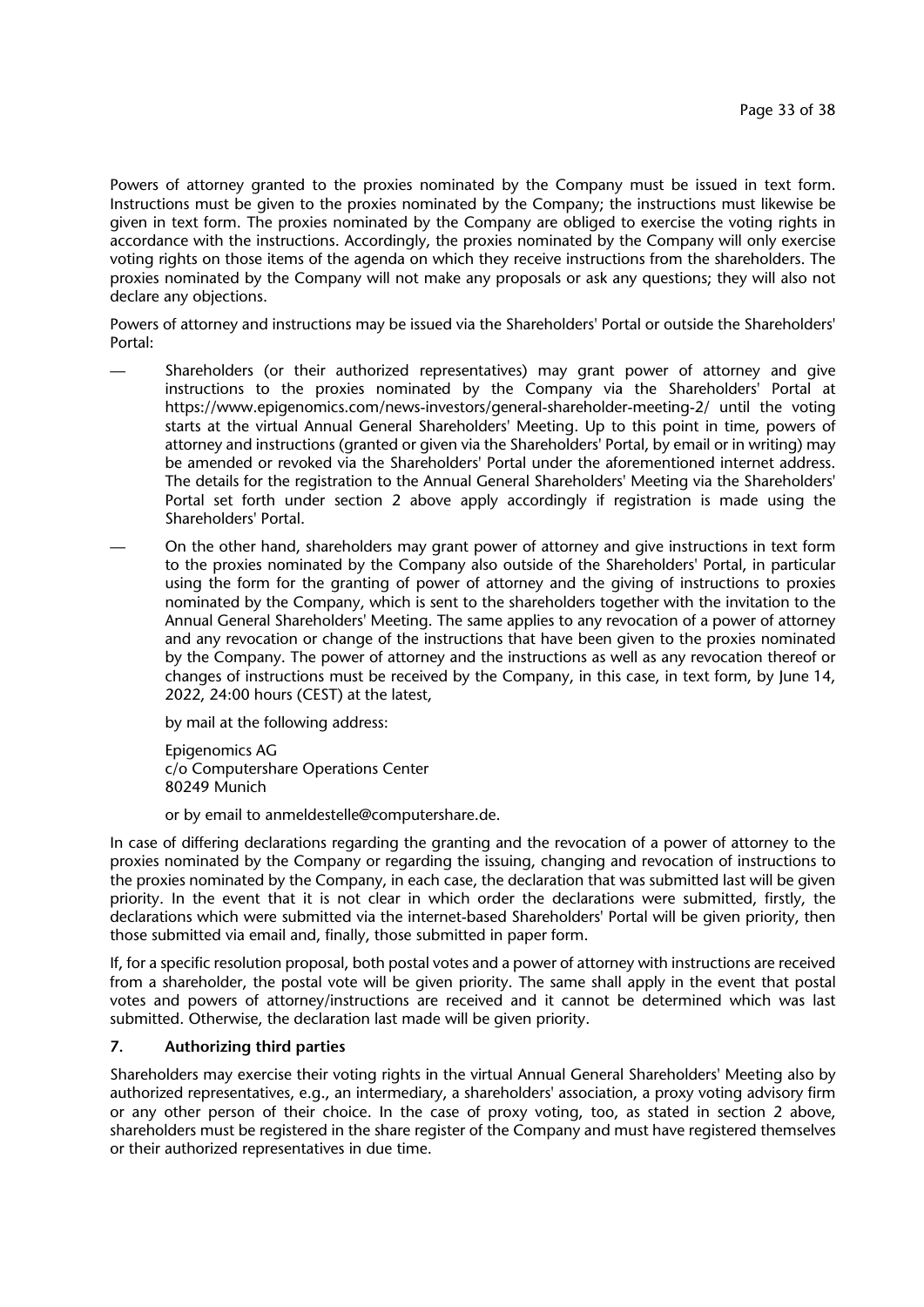Powers of attorney granted to the proxies nominated by the Company must be issued in text form. Instructions must be given to the proxies nominated by the Company; the instructions must likewise be given in text form. The proxies nominated by the Company are obliged to exercise the voting rights in accordance with the instructions. Accordingly, the proxies nominated by the Company will only exercise voting rights on those items of the agenda on which they receive instructions from the shareholders. The proxies nominated by the Company will not make any proposals or ask any questions; they will also not declare any objections.

Powers of attorney and instructions may be issued via the Shareholders' Portal or outside the Shareholders' Portal:

- Shareholders (or their authorized representatives) may grant power of attorney and give instructions to the proxies nominated by the Company via the Shareholders' Portal at https://www.epigenomics.com/news-investors/general-shareholder-meeting-2/ until the voting starts at the virtual Annual General Shareholders' Meeting. Up to this point in time, powers of attorney and instructions (granted or given via the Shareholders' Portal, by email or in writing) may be amended or revoked via the Shareholders' Portal under the aforementioned internet address. The details for the registration to the Annual General Shareholders' Meeting via the Shareholders' Portal set forth under section 2 above apply accordingly if registration is made using the Shareholders' Portal.
- On the other hand, shareholders may grant power of attorney and give instructions in text form to the proxies nominated by the Company also outside of the Shareholders' Portal, in particular using the form for the granting of power of attorney and the giving of instructions to proxies nominated by the Company, which is sent to the shareholders together with the invitation to the Annual General Shareholders' Meeting. The same applies to any revocation of a power of attorney and any revocation or change of the instructions that have been given to the proxies nominated by the Company. The power of attorney and the instructions as well as any revocation thereof or changes of instructions must be received by the Company, in this case, in text form, by June 14, 2022, 24:00 hours (CEST) at the latest,

  by mail at the following address:

  Epigenomics AG
  c/o Computershare Operations Center
  80249 Munich

  or by email to anmeldestelle@computershare.de.

In case of differing declarations regarding the granting and the revocation of a power of attorney to the proxies nominated by the Company or regarding the issuing, changing and revocation of instructions to the proxies nominated by the Company, in each case, the declaration that was submitted last will be given priority. In the event that it is not clear in which order the declarations were submitted, firstly, the declarations which were submitted via the internet-based Shareholders' Portal will be given priority, then those submitted via email and, finally, those submitted in paper form.

If, for a specific resolution proposal, both postal votes and a power of attorney with instructions are received from a shareholder, the postal vote will be given priority. The same shall apply in the event that postal votes and powers of attorney/instructions are received and it cannot be determined which was last submitted. Otherwise, the declaration last made will be given priority.

## 7. Authorizing third parties

Shareholders may exercise their voting rights in the virtual Annual General Shareholders' Meeting also by authorized representatives, e.g., an intermediary, a shareholders' association, a proxy voting advisory firm or any other person of their choice. In the case of proxy voting, too, as stated in section 2 above, shareholders must be registered in the share register of the Company and must have registered themselves or their authorized representatives in due time.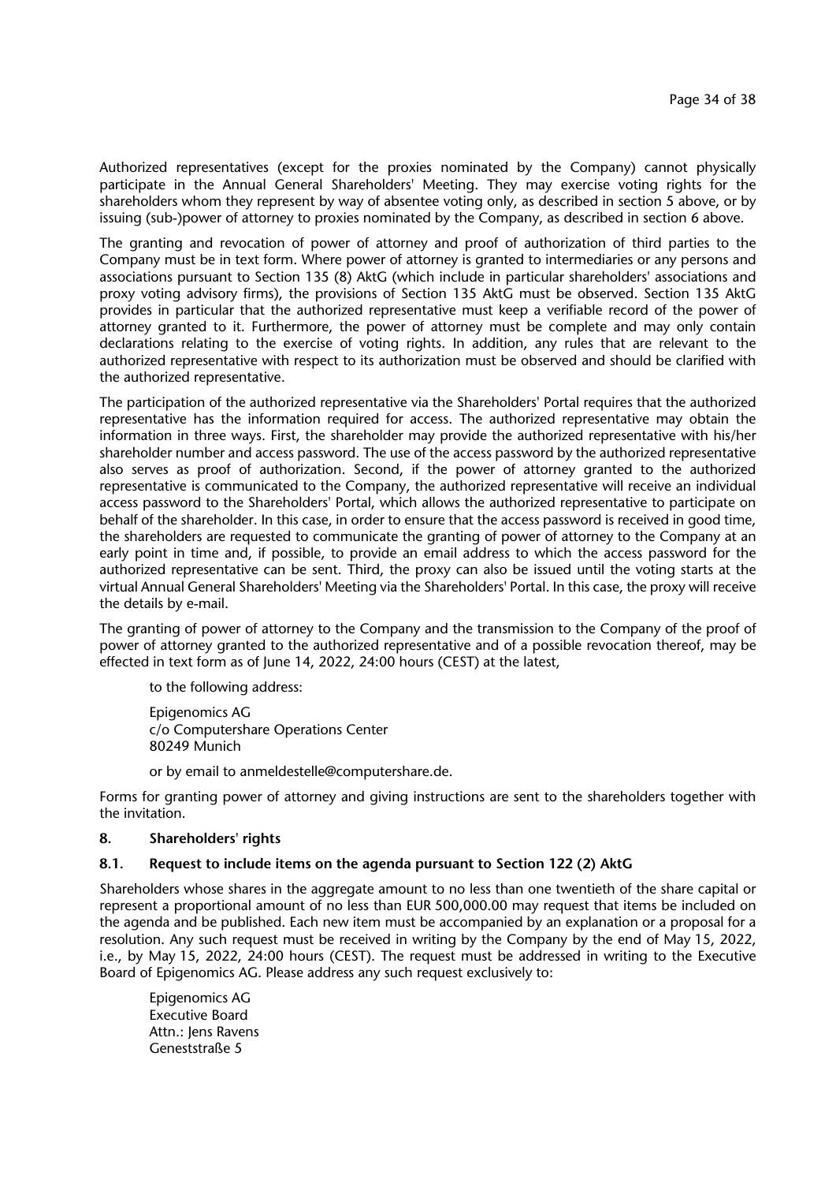Authorized representatives (except for the proxies nominated by the Company) cannot physically participate in the Annual General Shareholders' Meeting. They may exercise voting rights for the shareholders whom they represent by way of absentee voting only, as described in section 5 above, or by issuing (sub-)power of attorney to proxies nominated by the Company, as described in section 6 above.

The granting and revocation of power of attorney and proof of authorization of third parties to the Company must be in text form. Where power of attorney is granted to intermediaries or any persons and associations pursuant to Section 135 (8) AktG (which include in particular shareholders' associations and proxy voting advisory firms), the provisions of Section 135 AktG must be observed. Section 135 AktG provides in particular that the authorized representative must keep a verifiable record of the power of attorney granted to it. Furthermore, the power of attorney must be complete and may only contain declarations relating to the exercise of voting rights. In addition, any rules that are relevant to the authorized representative with respect to its authorization must be observed and should be clarified with the authorized representative.

The participation of the authorized representative via the Shareholders' Portal requires that the authorized representative has the information required for access. The authorized representative may obtain the information in three ways. First, the shareholder may provide the authorized representative with his/her shareholder number and access password. The use of the access password by the authorized representative also serves as proof of authorization. Second, if the power of attorney granted to the authorized representative is communicated to the Company, the authorized representative will receive an individual access password to the Shareholders' Portal, which allows the authorized representative to participate on behalf of the shareholder. In this case, in order to ensure that the access password is received in good time, the shareholders are requested to communicate the granting of power of attorney to the Company at an early point in time and, if possible, to provide an email address to which the access password for the authorized representative can be sent. Third, the proxy can also be issued until the voting starts at the virtual Annual General Shareholders' Meeting via the Shareholders' Portal. In this case, the proxy will receive the details by e-mail.

The granting of power of attorney to the Company and the transmission to the Company of the proof of power of attorney granted to the authorized representative and of a possible revocation thereof, may be effected in text form as of June 14, 2022, 24:00 hours (CEST) at the latest,

to the following address:

Epigenomics AG
c/o Computershare Operations Center
80249 Munich

or by email to anmeldestelle@computershare.de.

Forms for granting power of attorney and giving instructions are sent to the shareholders together with the invitation.

## 8. Shareholders' rights

### 8.1. Request to include items on the agenda pursuant to Section 122 (2) AktG

Shareholders whose shares in the aggregate amount to no less than one twentieth of the share capital or represent a proportional amount of no less than EUR 500,000.00 may request that items be included on the agenda and be published. Each new item must be accompanied by an explanation or a proposal for a resolution. Any such request must be received in writing by the Company by the end of May 15, 2022, i.e., by May 15, 2022, 24:00 hours (CEST). The request must be addressed in writing to the Executive Board of Epigenomics AG. Please address any such request exclusively to:

Epigenomics AG
Executive Board
Attn.: Jens Ravens
Geneststraße 5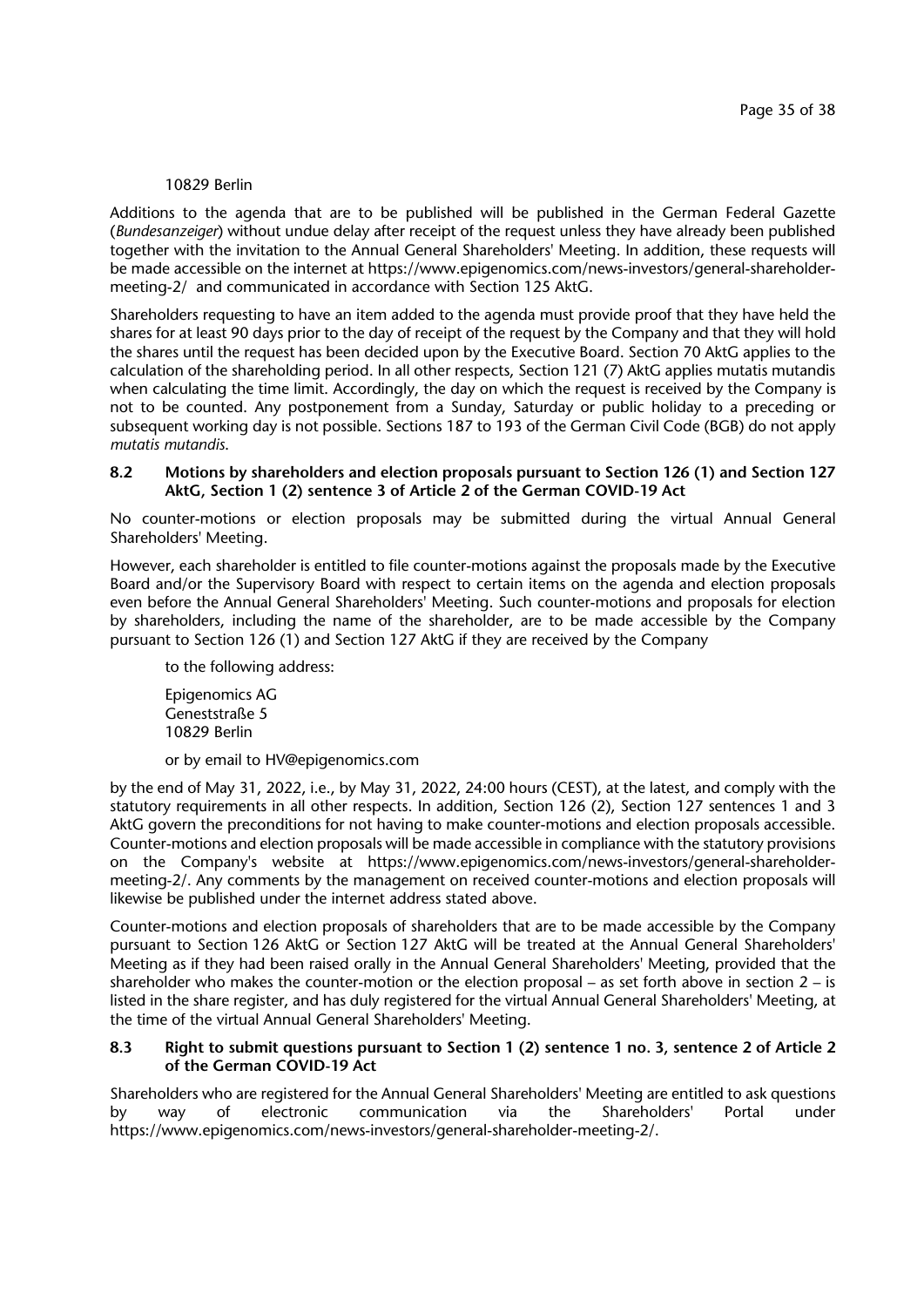10829 Berlin

Additions to the agenda that are to be published will be published in the German Federal Gazette (*Bundesanzeiger*) without undue delay after receipt of the request unless they have already been published together with the invitation to the Annual General Shareholders' Meeting. In addition, these requests will be made accessible on the internet at https://www.epigenomics.com/news-investors/general-shareholder-meeting-2/ and communicated in accordance with Section 125 AktG.

Shareholders requesting to have an item added to the agenda must provide proof that they have held the shares for at least 90 days prior to the day of receipt of the request by the Company and that they will hold the shares until the request has been decided upon by the Executive Board. Section 70 AktG applies to the calculation of the shareholding period. In all other respects, Section 121 (7) AktG applies mutatis mutandis when calculating the time limit. Accordingly, the day on which the request is received by the Company is not to be counted. Any postponement from a Sunday, Saturday or public holiday to a preceding or subsequent working day is not possible. Sections 187 to 193 of the German Civil Code (BGB) do not apply *mutatis mutandis*.

### 8.2 Motions by shareholders and election proposals pursuant to Section 126 (1) and Section 127 AktG, Section 1 (2) sentence 3 of Article 2 of the German COVID-19 Act

No counter-motions or election proposals may be submitted during the virtual Annual General Shareholders' Meeting.

However, each shareholder is entitled to file counter-motions against the proposals made by the Executive Board and/or the Supervisory Board with respect to certain items on the agenda and election proposals even before the Annual General Shareholders' Meeting. Such counter-motions and proposals for election by shareholders, including the name of the shareholder, are to be made accessible by the Company pursuant to Section 126 (1) and Section 127 AktG if they are received by the Company

to the following address:

Epigenomics AG
Geneststraße 5
10829 Berlin

or by email to HV@epigenomics.com

by the end of May 31, 2022, i.e., by May 31, 2022, 24:00 hours (CEST), at the latest, and comply with the statutory requirements in all other respects. In addition, Section 126 (2), Section 127 sentences 1 and 3 AktG govern the preconditions for not having to make counter-motions and election proposals accessible. Counter-motions and election proposals will be made accessible in compliance with the statutory provisions on the Company's website at https://www.epigenomics.com/news-investors/general-shareholder-meeting-2/. Any comments by the management on received counter-motions and election proposals will likewise be published under the internet address stated above.

Counter-motions and election proposals of shareholders that are to be made accessible by the Company pursuant to Section 126 AktG or Section 127 AktG will be treated at the Annual General Shareholders' Meeting as if they had been raised orally in the Annual General Shareholders' Meeting, provided that the shareholder who makes the counter-motion or the election proposal – as set forth above in section 2 – is listed in the share register, and has duly registered for the virtual Annual General Shareholders' Meeting, at the time of the virtual Annual General Shareholders' Meeting.

### 8.3 Right to submit questions pursuant to Section 1 (2) sentence 1 no. 3, sentence 2 of Article 2 of the German COVID-19 Act

Shareholders who are registered for the Annual General Shareholders' Meeting are entitled to ask questions by way of electronic communication via the Shareholders' Portal under https://www.epigenomics.com/news-investors/general-shareholder-meeting-2/.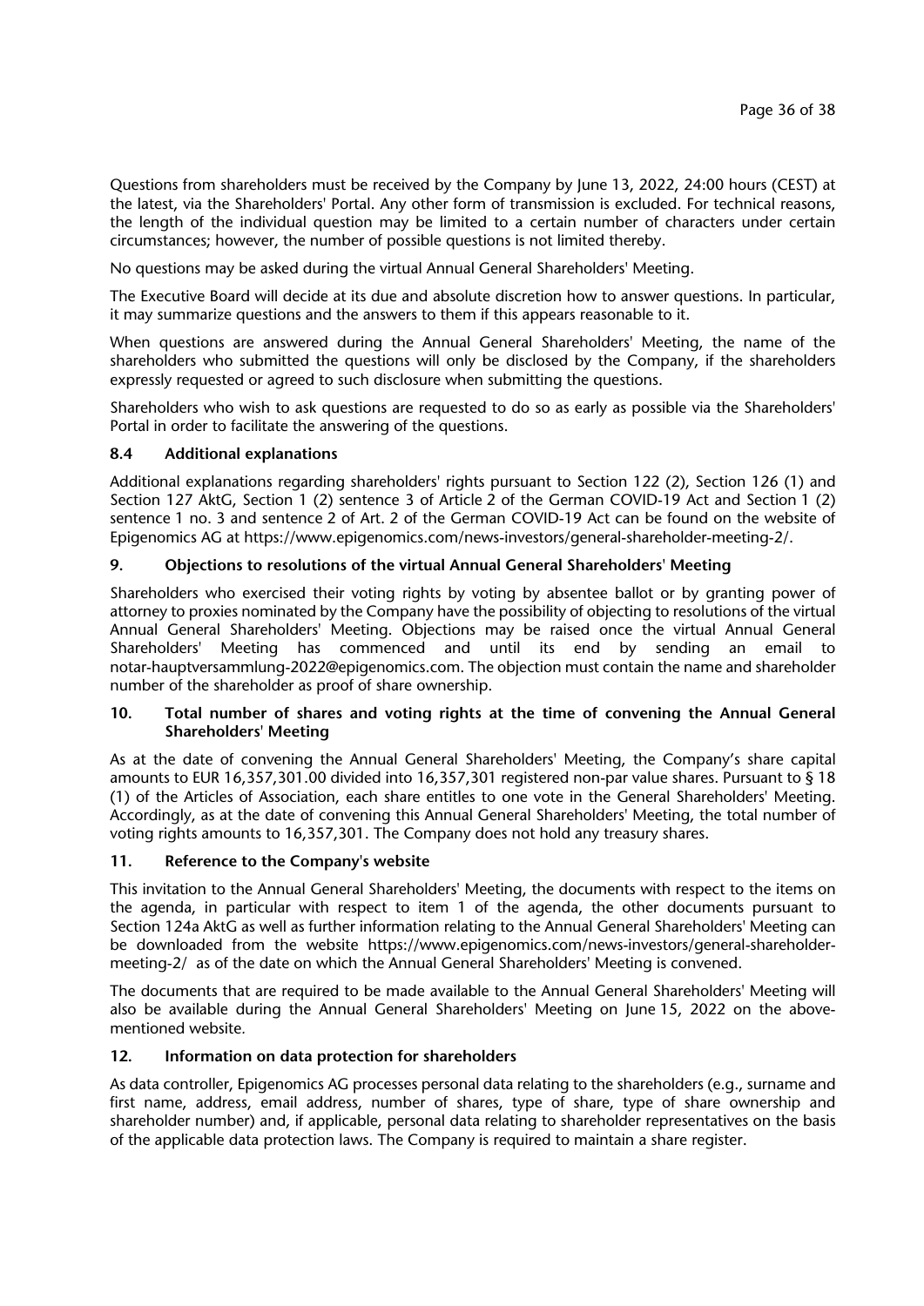Questions from shareholders must be received by the Company by June 13, 2022, 24:00 hours (CEST) at the latest, via the Shareholders' Portal. Any other form of transmission is excluded. For technical reasons, the length of the individual question may be limited to a certain number of characters under certain circumstances; however, the number of possible questions is not limited thereby.

No questions may be asked during the virtual Annual General Shareholders' Meeting.

The Executive Board will decide at its due and absolute discretion how to answer questions. In particular, it may summarize questions and the answers to them if this appears reasonable to it.

When questions are answered during the Annual General Shareholders' Meeting, the name of the shareholders who submitted the questions will only be disclosed by the Company, if the shareholders expressly requested or agreed to such disclosure when submitting the questions.

Shareholders who wish to ask questions are requested to do so as early as possible via the Shareholders' Portal in order to facilitate the answering of the questions.

### 8.4 Additional explanations

Additional explanations regarding shareholders' rights pursuant to Section 122 (2), Section 126 (1) and Section 127 AktG, Section 1 (2) sentence 3 of Article 2 of the German COVID-19 Act and Section 1 (2) sentence 1 no. 3 and sentence 2 of Art. 2 of the German COVID-19 Act can be found on the website of Epigenomics AG at https://www.epigenomics.com/news-investors/general-shareholder-meeting-2/.

## 9. Objections to resolutions of the virtual Annual General Shareholders' Meeting

Shareholders who exercised their voting rights by voting by absentee ballot or by granting power of attorney to proxies nominated by the Company have the possibility of objecting to resolutions of the virtual Annual General Shareholders' Meeting. Objections may be raised once the virtual Annual General Shareholders' Meeting has commenced and until its end by sending an email to notar-hauptversammlung-2022@epigenomics.com. The objection must contain the name and shareholder number of the shareholder as proof of share ownership.

## 10. Total number of shares and voting rights at the time of convening the Annual General Shareholders' Meeting

As at the date of convening the Annual General Shareholders' Meeting, the Company's share capital amounts to EUR 16,357,301.00 divided into 16,357,301 registered non-par value shares. Pursuant to § 18 (1) of the Articles of Association, each share entitles to one vote in the General Shareholders' Meeting. Accordingly, as at the date of convening this Annual General Shareholders' Meeting, the total number of voting rights amounts to 16,357,301. The Company does not hold any treasury shares.

## 11. Reference to the Company's website

This invitation to the Annual General Shareholders' Meeting, the documents with respect to the items on the agenda, in particular with respect to item 1 of the agenda, the other documents pursuant to Section 124a AktG as well as further information relating to the Annual General Shareholders' Meeting can be downloaded from the website https://www.epigenomics.com/news-investors/general-shareholder-meeting-2/ as of the date on which the Annual General Shareholders' Meeting is convened.

The documents that are required to be made available to the Annual General Shareholders' Meeting will also be available during the Annual General Shareholders' Meeting on June 15, 2022 on the above-mentioned website.

## 12. Information on data protection for shareholders

As data controller, Epigenomics AG processes personal data relating to the shareholders (e.g., surname and first name, address, email address, number of shares, type of share, type of share ownership and shareholder number) and, if applicable, personal data relating to shareholder representatives on the basis of the applicable data protection laws. The Company is required to maintain a share register.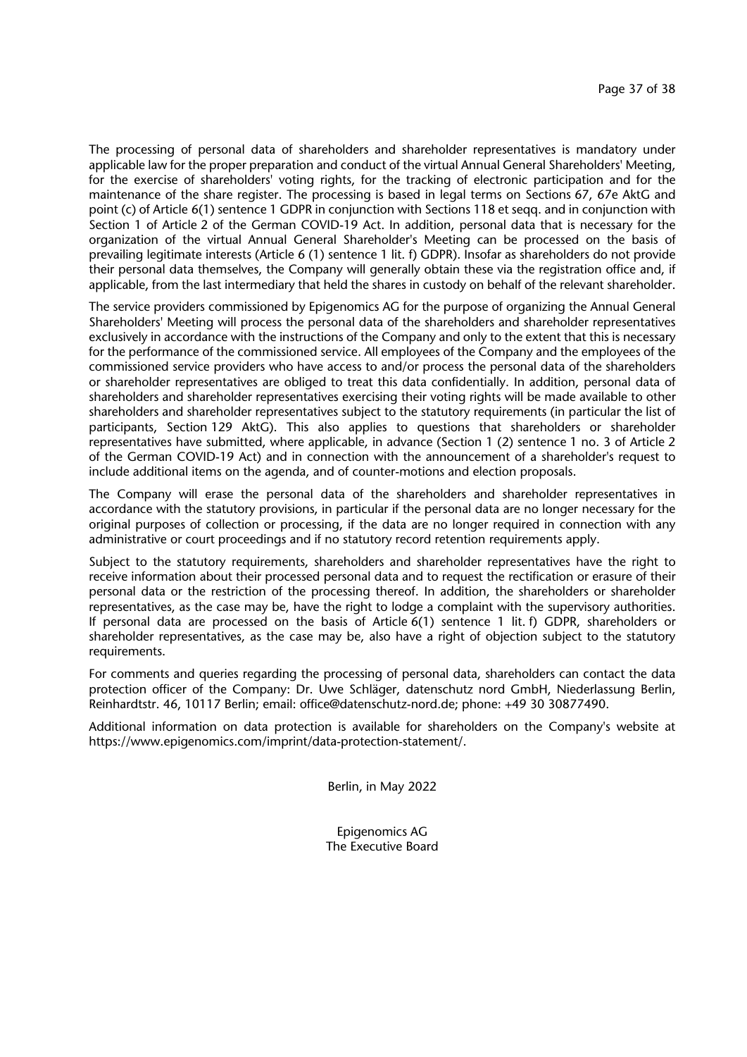The processing of personal data of shareholders and shareholder representatives is mandatory under applicable law for the proper preparation and conduct of the virtual Annual General Shareholders' Meeting, for the exercise of shareholders' voting rights, for the tracking of electronic participation and for the maintenance of the share register. The processing is based in legal terms on Sections 67, 67e AktG and point (c) of Article 6(1) sentence 1 GDPR in conjunction with Sections 118 et seqq. and in conjunction with Section 1 of Article 2 of the German COVID-19 Act. In addition, personal data that is necessary for the organization of the virtual Annual General Shareholder's Meeting can be processed on the basis of prevailing legitimate interests (Article 6 (1) sentence 1 lit. f) GDPR). Insofar as shareholders do not provide their personal data themselves, the Company will generally obtain these via the registration office and, if applicable, from the last intermediary that held the shares in custody on behalf of the relevant shareholder.

The service providers commissioned by Epigenomics AG for the purpose of organizing the Annual General Shareholders' Meeting will process the personal data of the shareholders and shareholder representatives exclusively in accordance with the instructions of the Company and only to the extent that this is necessary for the performance of the commissioned service. All employees of the Company and the employees of the commissioned service providers who have access to and/or process the personal data of the shareholders or shareholder representatives are obliged to treat this data confidentially. In addition, personal data of shareholders and shareholder representatives exercising their voting rights will be made available to other shareholders and shareholder representatives subject to the statutory requirements (in particular the list of participants, Section 129 AktG). This also applies to questions that shareholders or shareholder representatives have submitted, where applicable, in advance (Section 1 (2) sentence 1 no. 3 of Article 2 of the German COVID-19 Act) and in connection with the announcement of a shareholder's request to include additional items on the agenda, and of counter-motions and election proposals.

The Company will erase the personal data of the shareholders and shareholder representatives in accordance with the statutory provisions, in particular if the personal data are no longer necessary for the original purposes of collection or processing, if the data are no longer required in connection with any administrative or court proceedings and if no statutory record retention requirements apply.

Subject to the statutory requirements, shareholders and shareholder representatives have the right to receive information about their processed personal data and to request the rectification or erasure of their personal data or the restriction of the processing thereof. In addition, the shareholders or shareholder representatives, as the case may be, have the right to lodge a complaint with the supervisory authorities. If personal data are processed on the basis of Article 6(1) sentence 1 lit. f) GDPR, shareholders or shareholder representatives, as the case may be, also have a right of objection subject to the statutory requirements.

For comments and queries regarding the processing of personal data, shareholders can contact the data protection officer of the Company: Dr. Uwe Schläger, datenschutz nord GmbH, Niederlassung Berlin, Reinhardtstr. 46, 10117 Berlin; email: office@datenschutz-nord.de; phone: +49 30 30877490.

Additional information on data protection is available for shareholders on the Company's website at https://www.epigenomics.com/imprint/data-protection-statement/.

Berlin, in May 2022

Epigenomics AG
The Executive Board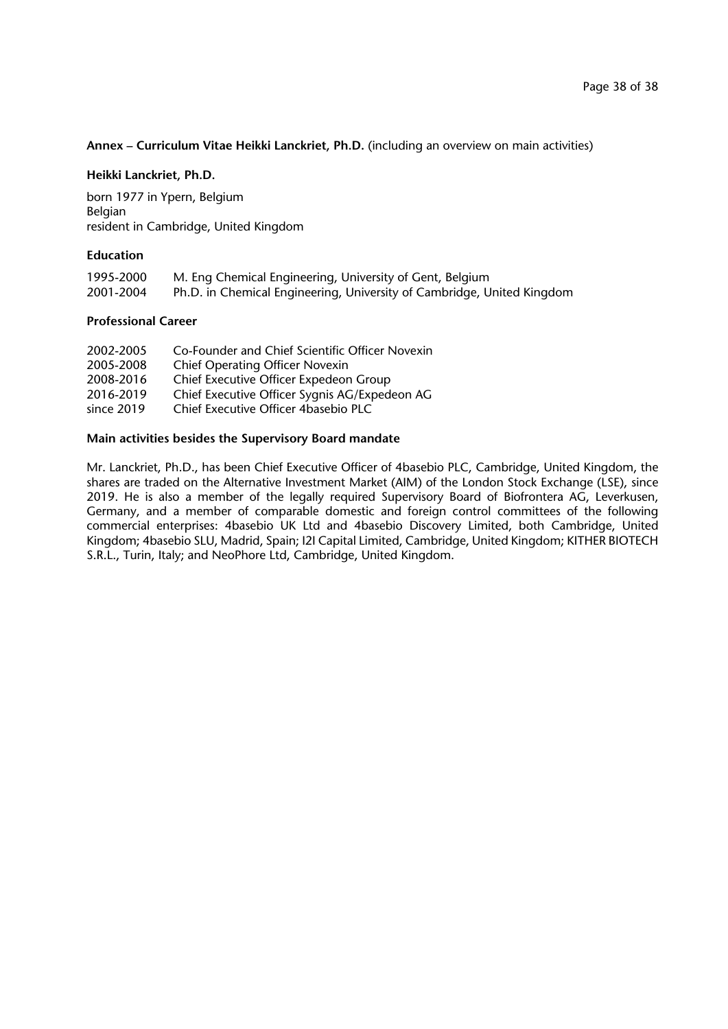**Annex – Curriculum Vitae Heikki Lanckriet, Ph.D.** (including an overview on main activities)

**Heikki Lanckriet, Ph.D.**

born 1977 in Ypern, Belgium
Belgian
resident in Cambridge, United Kingdom

**Education**

| | |
|---|---|
| 1995-2000 | M. Eng Chemical Engineering, University of Gent, Belgium |
| 2001-2004 | Ph.D. in Chemical Engineering, University of Cambridge, United Kingdom |

**Professional Career**

| | |
|---|---|
| 2002-2005 | Co-Founder and Chief Scientific Officer Novexin |
| 2005-2008 | Chief Operating Officer Novexin |
| 2008-2016 | Chief Executive Officer Expedeon Group |
| 2016-2019 | Chief Executive Officer Sygnis AG/Expedeon AG |
| since 2019 | Chief Executive Officer 4basebio PLC |

**Main activities besides the Supervisory Board mandate**

Mr. Lanckriet, Ph.D., has been Chief Executive Officer of 4basebio PLC, Cambridge, United Kingdom, the shares are traded on the Alternative Investment Market (AIM) of the London Stock Exchange (LSE), since 2019. He is also a member of the legally required Supervisory Board of Biofrontera AG, Leverkusen, Germany, and a member of comparable domestic and foreign control committees of the following commercial enterprises: 4basebio UK Ltd and 4basebio Discovery Limited, both Cambridge, United Kingdom; 4basebio SLU, Madrid, Spain; I2I Capital Limited, Cambridge, United Kingdom; KITHER BIOTECH S.R.L., Turin, Italy; and NeoPhore Ltd, Cambridge, United Kingdom.